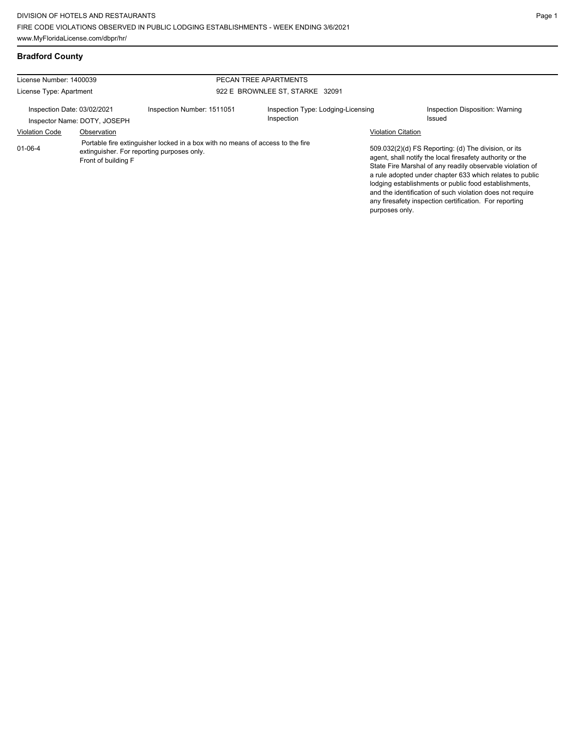DIVISION OF HOTELS AND RESTAURANTS
FIRE CODE VIOLATIONS OBSERVED IN PUBLIC LODGING ESTABLISHMENTS - WEEK ENDING 3/6/2021
www.MyFloridaLicense.com/dbpr/hr/

## Bradford County

License Number: 1400039
License Type: Apartment

PECAN TREE APARTMENTS
922 E BROWNLEE ST, STARKE 32091

Inspection Date: 03/02/2021
Inspector Name: DOTY, JOSEPH
Inspection Number: 1511051
Inspection Type: Lodging-Licensing Inspection
Inspection Disposition: Warning Issued

| Violation Code | Observation | Violation Citation |
|---|---|---|
| 01-06-4 | Portable fire extinguisher locked in a box with no means of access to the fire extinguisher. For reporting purposes only. Front of building F | 509.032(2)(d) FS Reporting: (d) The division, or its agent, shall notify the local firesafety authority or the State Fire Marshal of any readily observable violation of a rule adopted under chapter 633 which relates to public lodging establishments or public food establishments, and the identification of such violation does not require any firesafety inspection certification. For reporting purposes only. |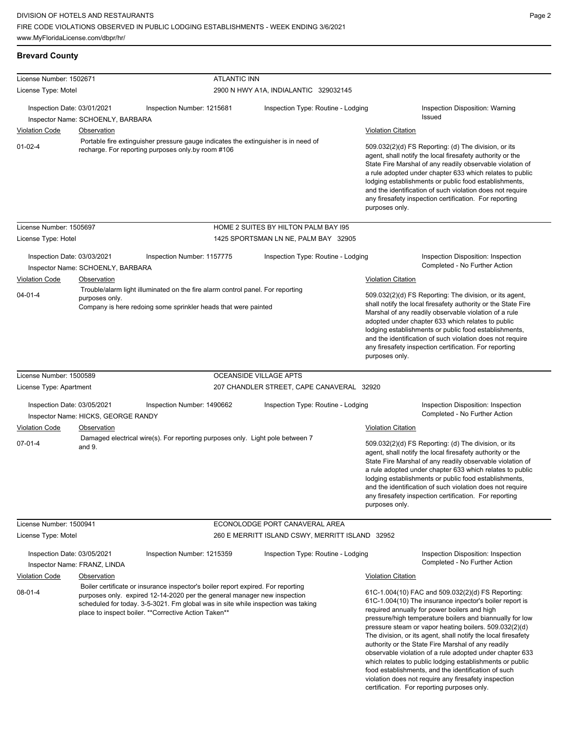## Brevard County

**License Number:** 1502671 — **ATLANTIC INN**
**License Type:** Motel — 2900 N HWY A1A, INDIALANTIC 329032145

Inspection Date: 03/01/2021 | Inspection Number: 1215681 | Inspection Type: Routine - Lodging | Inspection Disposition: Warning Issued
Inspector Name: SCHOENLY, BARBARA

| Violation Code | Observation | Violation Citation |
|---|---|---|
| 01-02-4 | Portable fire extinguisher pressure gauge indicates the extinguisher is in need of recharge. For reporting purposes only.by room #106 | 509.032(2)(d) FS Reporting: (d) The division, or its agent, shall notify the local firesafety authority or the State Fire Marshal of any readily observable violation of a rule adopted under chapter 633 which relates to public lodging establishments or public food establishments, and the identification of such violation does not require any firesafety inspection certification. For reporting purposes only. |

**License Number:** 1505697 — **HOME 2 SUITES BY HILTON PALM BAY I95**
**License Type:** Hotel — 1425 SPORTSMAN LN NE, PALM BAY 32905

Inspection Date: 03/03/2021 | Inspection Number: 1157775 | Inspection Type: Routine - Lodging | Inspection Disposition: Inspection Completed - No Further Action
Inspector Name: SCHOENLY, BARBARA

| Violation Code | Observation | Violation Citation |
|---|---|---|
| 04-01-4 | Trouble/alarm light illuminated on the fire alarm control panel. For reporting purposes only. Company is here redoing some sprinkler heads that were painted | 509.032(2)(d) FS Reporting: The division, or its agent, shall notify the local firesafety authority or the State Fire Marshal of any readily observable violation of a rule adopted under chapter 633 which relates to public lodging establishments or public food establishments, and the identification of such violation does not require any firesafety inspection certification. For reporting purposes only. |

**License Number:** 1500589 — **OCEANSIDE VILLAGE APTS**
**License Type:** Apartment — 207 CHANDLER STREET, CAPE CANAVERAL 32920

Inspection Date: 03/05/2021 | Inspection Number: 1490662 | Inspection Type: Routine - Lodging | Inspection Disposition: Inspection Completed - No Further Action
Inspector Name: HICKS, GEORGE RANDY

| Violation Code | Observation | Violation Citation |
|---|---|---|
| 07-01-4 | Damaged electrical wire(s). For reporting purposes only. Light pole between 7 and 9. | 509.032(2)(d) FS Reporting: (d) The division, or its agent, shall notify the local firesafety authority or the State Fire Marshal of any readily observable violation of a rule adopted under chapter 633 which relates to public lodging establishments or public food establishments, and the identification of such violation does not require any firesafety inspection certification. For reporting purposes only. |

**License Number:** 1500941 — **ECONOLODGE PORT CANAVERAL AREA**
**License Type:** Motel — 260 E MERRITT ISLAND CSWY, MERRITT ISLAND 32952

Inspection Date: 03/05/2021 | Inspection Number: 1215359 | Inspection Type: Routine - Lodging | Inspection Disposition: Inspection Completed - No Further Action
Inspector Name: FRANZ, LINDA

| Violation Code | Observation | Violation Citation |
|---|---|---|
| 08-01-4 | Boiler certificate or insurance inspector's boiler report expired. For reporting purposes only. expired 12-14-2020 per the general manager new inspection scheduled for today. 3-5-3021. Fm global was in site while inspection was taking place to inspect boiler. **Corrective Action Taken** | 61C-1.004(10) FAC and 509.032(2)(d) FS Reporting: 61C-1.004(10) The insurance inspector's boiler report is required annually for power boilers and high pressure/high temperature boilers and biannually for low pressure steam or vapor heating boilers. 509.032(2)(d) The division, or its agent, shall notify the local firesafety authority or the State Fire Marshal of any readily observable violation of a rule adopted under chapter 633 which relates to public lodging establishments or public food establishments, and the identification of such violation does not require any firesafety inspection certification. For reporting purposes only. |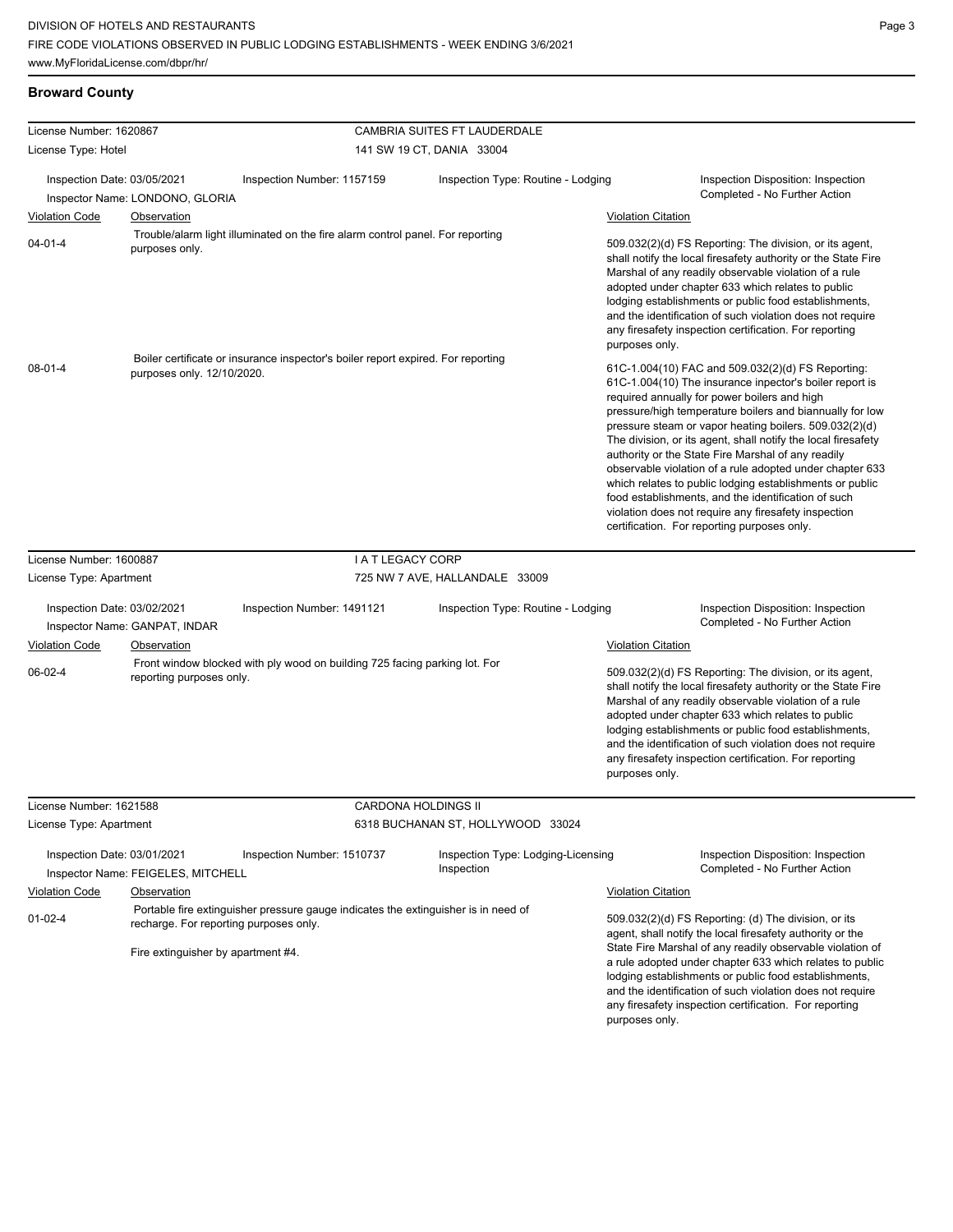## Broward County

| License Number: 1620867 | | CAMBRIA SUITES FT LAUDERDALE | |
|---|---|---|---|
| License Type: Hotel | | 141 SW 19 CT, DANIA 33004 | |
| Inspection Date: 03/05/2021<br>Inspector Name: LONDONO, GLORIA | Inspection Number: 1157159 | Inspection Type: Routine - Lodging | Inspection Disposition: Inspection Completed - No Further Action |

| Violation Code | Observation | Violation Citation |
|---|---|---|
| 04-01-4 | Trouble/alarm light illuminated on the fire alarm control panel. For reporting purposes only. | 509.032(2)(d) FS Reporting: The division, or its agent, shall notify the local firesafety authority or the State Fire Marshal of any readily observable violation of a rule adopted under chapter 633 which relates to public lodging establishments or public food establishments, and the identification of such violation does not require any firesafety inspection certification. For reporting purposes only. |
| 08-01-4 | Boiler certificate or insurance inspector's boiler report expired. For reporting purposes only. 12/10/2020. | 61C-1.004(10) FAC and 509.032(2)(d) FS Reporting: 61C-1.004(10) The insurance inpector's boiler report is required annually for power boilers and high pressure/high temperature boilers and biannually for low pressure steam or vapor heating boilers. 509.032(2)(d) The division, or its agent, shall notify the local firesafety authority or the State Fire Marshal of any readily observable violation of a rule adopted under chapter 633 which relates to public lodging establishments or public food establishments, and the identification of such violation does not require any firesafety inspection certification. For reporting purposes only. |

| License Number: 1600887 | | I A T LEGACY CORP | |
|---|---|---|---|
| License Type: Apartment | | 725 NW 7 AVE, HALLANDALE 33009 | |
| Inspection Date: 03/02/2021<br>Inspector Name: GANPAT, INDAR | Inspection Number: 1491121 | Inspection Type: Routine - Lodging | Inspection Disposition: Inspection Completed - No Further Action |

| Violation Code | Observation | Violation Citation |
|---|---|---|
| 06-02-4 | Front window blocked with ply wood on building 725 facing parking lot. For reporting purposes only. | 509.032(2)(d) FS Reporting: The division, or its agent, shall notify the local firesafety authority or the State Fire Marshal of any readily observable violation of a rule adopted under chapter 633 which relates to public lodging establishments or public food establishments, and the identification of such violation does not require any firesafety inspection certification. For reporting purposes only. |

| License Number: 1621588 | | CARDONA HOLDINGS II | |
|---|---|---|---|
| License Type: Apartment | | 6318 BUCHANAN ST, HOLLYWOOD 33024 | |
| Inspection Date: 03/01/2021<br>Inspector Name: FEIGELES, MITCHELL | Inspection Number: 1510737 | Inspection Type: Lodging-Licensing Inspection | Inspection Disposition: Inspection Completed - No Further Action |

| Violation Code | Observation | Violation Citation |
|---|---|---|
| 01-02-4 | Portable fire extinguisher pressure gauge indicates the extinguisher is in need of recharge. For reporting purposes only.<br><br>Fire extinguisher by apartment #4. | 509.032(2)(d) FS Reporting: (d) The division, or its agent, shall notify the local firesafety authority or the State Fire Marshal of any readily observable violation of a rule adopted under chapter 633 which relates to public lodging establishments or public food establishments, and the identification of such violation does not require any firesafety inspection certification. For reporting purposes only. |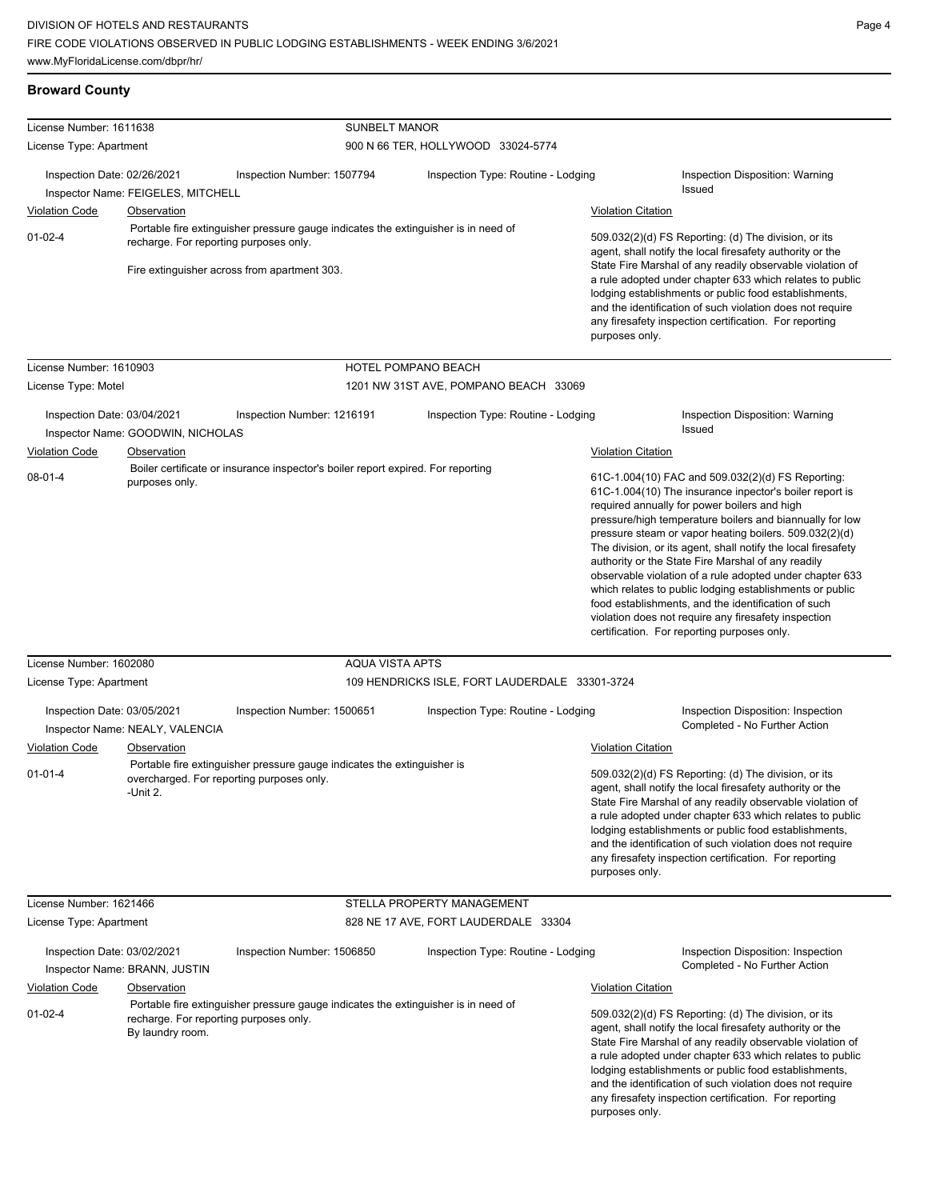## Broward County

| License Number: 1611638 | | SUNBELT MANOR | |
|---|---|---|---|
| License Type: Apartment | | 900 N 66 TER, HOLLYWOOD 33024-5774 | |
| Inspection Date: 02/26/2021 | Inspection Number: 1507794 | Inspection Type: Routine - Lodging | Inspection Disposition: Warning Issued |
| Inspector Name: FEIGELES, MITCHELL | | | |

| Violation Code | Observation | Violation Citation |
|---|---|---|
| 01-02-4 | Portable fire extinguisher pressure gauge indicates the extinguisher is in need of recharge. For reporting purposes only. Fire extinguisher across from apartment 303. | 509.032(2)(d) FS Reporting: (d) The division, or its agent, shall notify the local firesafety authority or the State Fire Marshal of any readily observable violation of a rule adopted under chapter 633 which relates to public lodging establishments or public food establishments, and the identification of such violation does not require any firesafety inspection certification. For reporting purposes only. |

| License Number: 1610903 | | HOTEL POMPANO BEACH | |
|---|---|---|---|
| License Type: Motel | | 1201 NW 31ST AVE, POMPANO BEACH 33069 | |
| Inspection Date: 03/04/2021 | Inspection Number: 1216191 | Inspection Type: Routine - Lodging | Inspection Disposition: Warning Issued |
| Inspector Name: GOODWIN, NICHOLAS | | | |

| Violation Code | Observation | Violation Citation |
|---|---|---|
| 08-01-4 | Boiler certificate or insurance inspector's boiler report expired. For reporting purposes only. | 61C-1.004(10) FAC and 509.032(2)(d) FS Reporting: 61C-1.004(10) The insurance inpector's boiler report is required annually for power boilers and high pressure/high temperature boilers and biannually for low pressure steam or vapor heating boilers. 509.032(2)(d) The division, or its agent, shall notify the local firesafety authority or the State Fire Marshal of any readily observable violation of a rule adopted under chapter 633 which relates to public lodging establishments or public food establishments, and the identification of such violation does not require any firesafety inspection certification. For reporting purposes only. |

| License Number: 1602080 | | AQUA VISTA APTS | |
|---|---|---|---|
| License Type: Apartment | | 109 HENDRICKS ISLE, FORT LAUDERDALE 33301-3724 | |
| Inspection Date: 03/05/2021 | Inspection Number: 1500651 | Inspection Type: Routine - Lodging | Inspection Disposition: Inspection Completed - No Further Action |
| Inspector Name: NEALY, VALENCIA | | | |

| Violation Code | Observation | Violation Citation |
|---|---|---|
| 01-01-4 | Portable fire extinguisher pressure gauge indicates the extinguisher is overcharged. For reporting purposes only. -Unit 2. | 509.032(2)(d) FS Reporting: (d) The division, or its agent, shall notify the local firesafety authority or the State Fire Marshal of any readily observable violation of a rule adopted under chapter 633 which relates to public lodging establishments or public food establishments, and the identification of such violation does not require any firesafety inspection certification. For reporting purposes only. |

| License Number: 1621466 | | STELLA PROPERTY MANAGEMENT | |
|---|---|---|---|
| License Type: Apartment | | 828 NE 17 AVE, FORT LAUDERDALE 33304 | |
| Inspection Date: 03/02/2021 | Inspection Number: 1506850 | Inspection Type: Routine - Lodging | Inspection Disposition: Inspection Completed - No Further Action |
| Inspector Name: BRANN, JUSTIN | | | |

| Violation Code | Observation | Violation Citation |
|---|---|---|
| 01-02-4 | Portable fire extinguisher pressure gauge indicates the extinguisher is in need of recharge. For reporting purposes only. By laundry room. | 509.032(2)(d) FS Reporting: (d) The division, or its agent, shall notify the local firesafety authority or the State Fire Marshal of any readily observable violation of a rule adopted under chapter 633 which relates to public lodging establishments or public food establishments, and the identification of such violation does not require any firesafety inspection certification. For reporting purposes only. |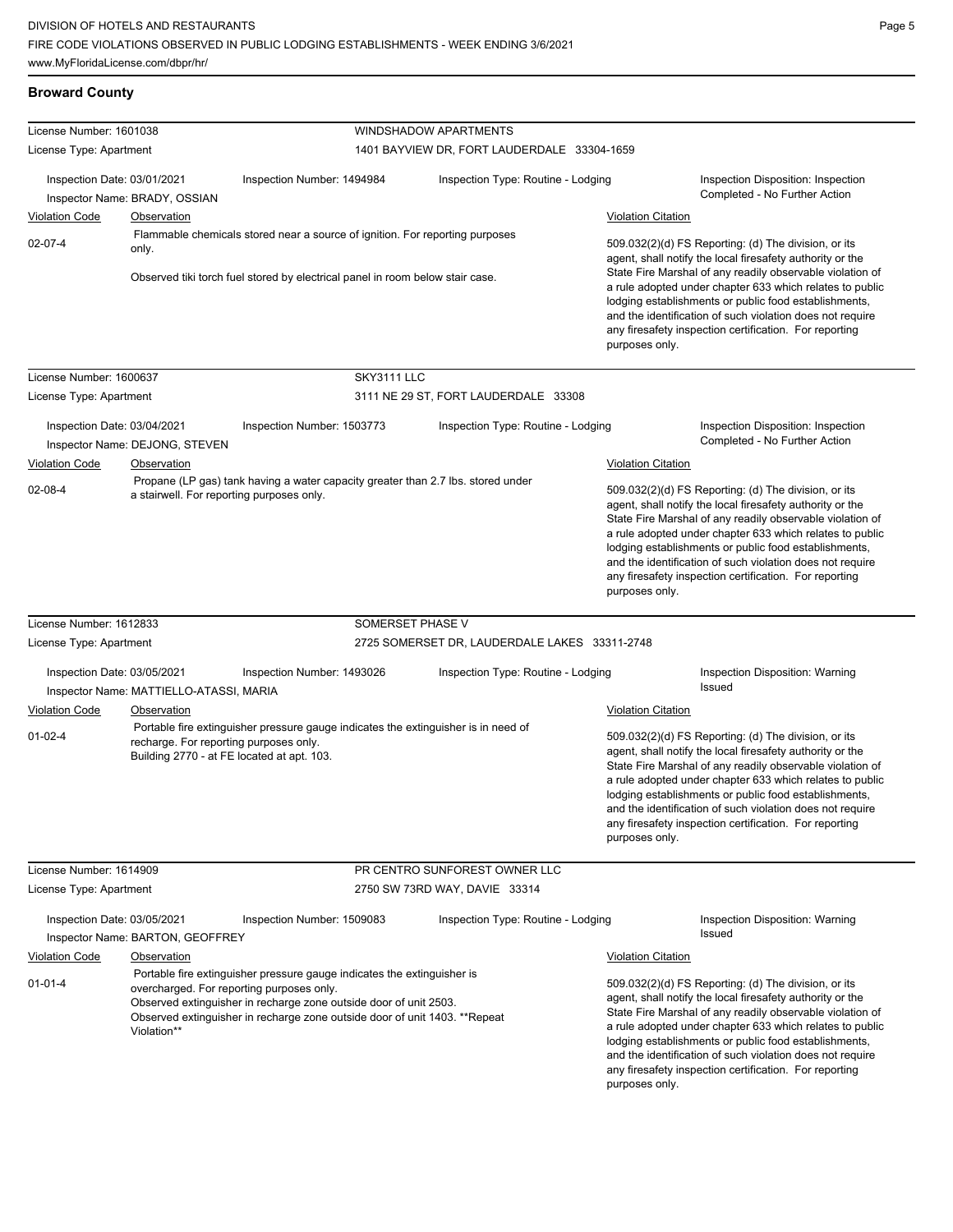## Broward County

**License Number:** 1601038
**License Type:** Apartment

**WINDSHADOW APARTMENTS**
1401 BAYVIEW DR, FORT LAUDERDALE 33304-1659

**Inspection Date:** 03/01/2021
**Inspection Number:** 1494984
**Inspection Type:** Routine - Lodging
**Inspection Disposition:** Inspection Completed - No Further Action
**Inspector Name:** BRADY, OSSIAN

| Violation Code | Observation | Violation Citation |
| --- | --- | --- |
| 02-07-4 | Flammable chemicals stored near a source of ignition. For reporting purposes only.<br><br>Observed tiki torch fuel stored by electrical panel in room below stair case. | 509.032(2)(d) FS Reporting: (d) The division, or its agent, shall notify the local firesafety authority or the State Fire Marshal of any readily observable violation of a rule adopted under chapter 633 which relates to public lodging establishments or public food establishments, and the identification of such violation does not require any firesafety inspection certification. For reporting purposes only. |

---

**License Number:** 1600637
**License Type:** Apartment

**SKY3111 LLC**
3111 NE 29 ST, FORT LAUDERDALE 33308

**Inspection Date:** 03/04/2021
**Inspection Number:** 1503773
**Inspection Type:** Routine - Lodging
**Inspection Disposition:** Inspection Completed - No Further Action
**Inspector Name:** DEJONG, STEVEN

| Violation Code | Observation | Violation Citation |
| --- | --- | --- |
| 02-08-4 | Propane (LP gas) tank having a water capacity greater than 2.7 lbs. stored under a stairwell. For reporting purposes only. | 509.032(2)(d) FS Reporting: (d) The division, or its agent, shall notify the local firesafety authority or the State Fire Marshal of any readily observable violation of a rule adopted under chapter 633 which relates to public lodging establishments or public food establishments, and the identification of such violation does not require any firesafety inspection certification. For reporting purposes only. |

---

**License Number:** 1612833
**License Type:** Apartment

**SOMERSET PHASE V**
2725 SOMERSET DR, LAUDERDALE LAKES 33311-2748

**Inspection Date:** 03/05/2021
**Inspection Number:** 1493026
**Inspection Type:** Routine - Lodging
**Inspection Disposition:** Warning Issued
**Inspector Name:** MATTIELLO-ATASSI, MARIA

| Violation Code | Observation | Violation Citation |
| --- | --- | --- |
| 01-02-4 | Portable fire extinguisher pressure gauge indicates the extinguisher is in need of recharge. For reporting purposes only.<br>Building 2770 - at FE located at apt. 103. | 509.032(2)(d) FS Reporting: (d) The division, or its agent, shall notify the local firesafety authority or the State Fire Marshal of any readily observable violation of a rule adopted under chapter 633 which relates to public lodging establishments or public food establishments, and the identification of such violation does not require any firesafety inspection certification. For reporting purposes only. |

---

**License Number:** 1614909
**License Type:** Apartment

**PR CENTRO SUNFOREST OWNER LLC**
2750 SW 73RD WAY, DAVIE 33314

**Inspection Date:** 03/05/2021
**Inspection Number:** 1509083
**Inspection Type:** Routine - Lodging
**Inspection Disposition:** Warning Issued
**Inspector Name:** BARTON, GEOFFREY

| Violation Code | Observation | Violation Citation |
| --- | --- | --- |
| 01-01-4 | Portable fire extinguisher pressure gauge indicates the extinguisher is overcharged. For reporting purposes only.<br>Observed extinguisher in recharge zone outside door of unit 2503.<br>Observed extinguisher in recharge zone outside door of unit 1403. **Repeat Violation** | 509.032(2)(d) FS Reporting: (d) The division, or its agent, shall notify the local firesafety authority or the State Fire Marshal of any readily observable violation of a rule adopted under chapter 633 which relates to public lodging establishments or public food establishments, and the identification of such violation does not require any firesafety inspection certification. For reporting purposes only. |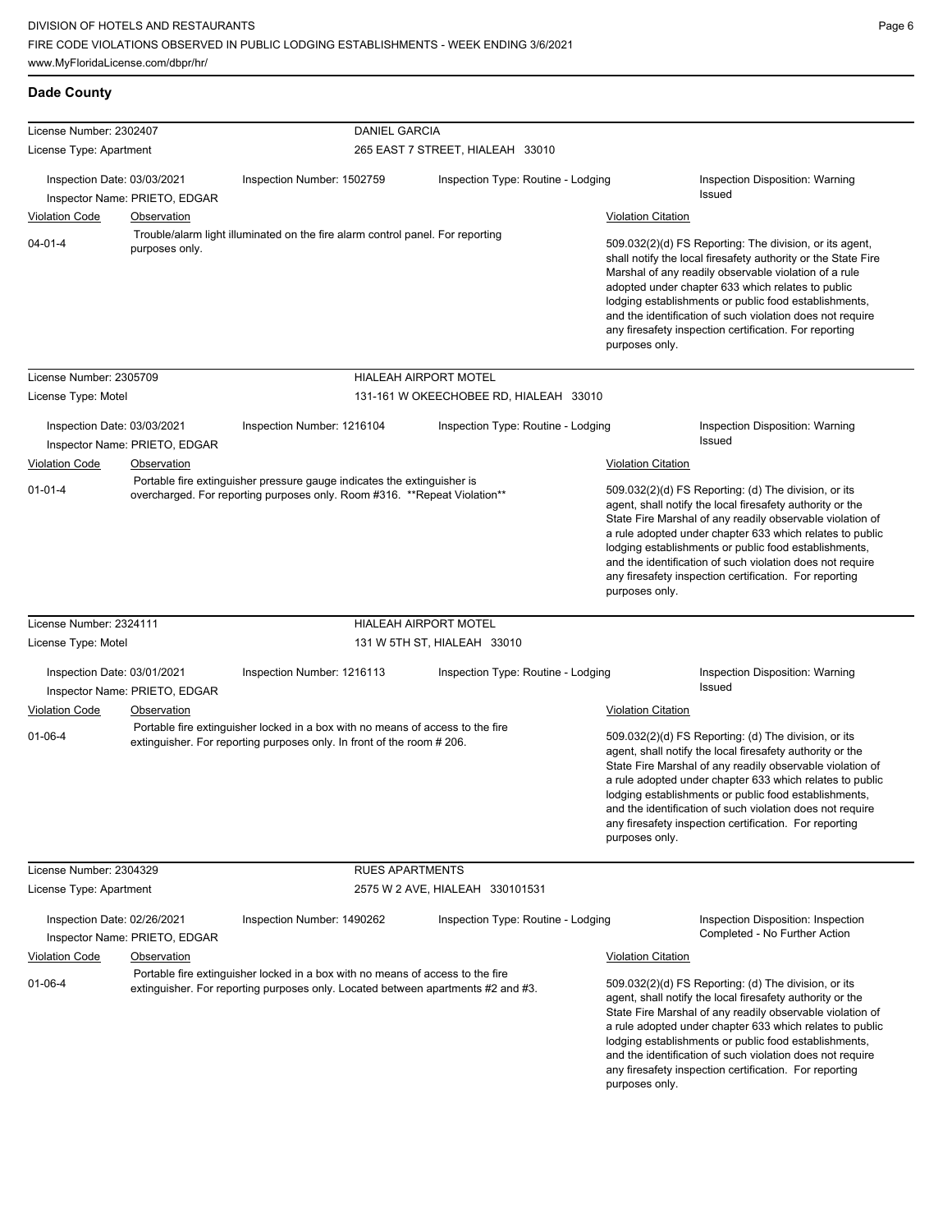## Dade County

| License Number: 2302407 | DANIEL GARCIA | | |
|---|---|---|---|
| License Type: Apartment | 265 EAST 7 STREET, HIALEAH 33010 | | |
| Inspection Date: 03/03/2021<br>Inspector Name: PRIETO, EDGAR | Inspection Number: 1502759 | Inspection Type: Routine - Lodging | Inspection Disposition: Warning Issued |
| **Violation Code** | **Observation** | | **Violation Citation** |
| 04-01-4 | Trouble/alarm light illuminated on the fire alarm control panel. For reporting purposes only. | | 509.032(2)(d) FS Reporting: The division, or its agent, shall notify the local firesafety authority or the State Fire Marshal of any readily observable violation of a rule adopted under chapter 633 which relates to public lodging establishments or public food establishments, and the identification of such violation does not require any firesafety inspection certification. For reporting purposes only. |

| License Number: 2305709 | HIALEAH AIRPORT MOTEL | | |
|---|---|---|---|
| License Type: Motel | 131-161 W OKEECHOBEE RD, HIALEAH 33010 | | |
| Inspection Date: 03/03/2021<br>Inspector Name: PRIETO, EDGAR | Inspection Number: 1216104 | Inspection Type: Routine - Lodging | Inspection Disposition: Warning Issued |
| **Violation Code** | **Observation** | | **Violation Citation** |
| 01-01-4 | Portable fire extinguisher pressure gauge indicates the extinguisher is overcharged. For reporting purposes only. Room #316. **Repeat Violation** | | 509.032(2)(d) FS Reporting: (d) The division, or its agent, shall notify the local firesafety authority or the State Fire Marshal of any readily observable violation of a rule adopted under chapter 633 which relates to public lodging establishments or public food establishments, and the identification of such violation does not require any firesafety inspection certification. For reporting purposes only. |

| License Number: 2324111 | HIALEAH AIRPORT MOTEL | | |
|---|---|---|---|
| License Type: Motel | 131 W 5TH ST, HIALEAH 33010 | | |
| Inspection Date: 03/01/2021<br>Inspector Name: PRIETO, EDGAR | Inspection Number: 1216113 | Inspection Type: Routine - Lodging | Inspection Disposition: Warning Issued |
| **Violation Code** | **Observation** | | **Violation Citation** |
| 01-06-4 | Portable fire extinguisher locked in a box with no means of access to the fire extinguisher. For reporting purposes only. In front of the room # 206. | | 509.032(2)(d) FS Reporting: (d) The division, or its agent, shall notify the local firesafety authority or the State Fire Marshal of any readily observable violation of a rule adopted under chapter 633 which relates to public lodging establishments or public food establishments, and the identification of such violation does not require any firesafety inspection certification. For reporting purposes only. |

| License Number: 2304329 | RUES APARTMENTS | | |
|---|---|---|---|
| License Type: Apartment | 2575 W 2 AVE, HIALEAH 330101531 | | |
| Inspection Date: 02/26/2021<br>Inspector Name: PRIETO, EDGAR | Inspection Number: 1490262 | Inspection Type: Routine - Lodging | Inspection Disposition: Inspection Completed - No Further Action |
| **Violation Code** | **Observation** | | **Violation Citation** |
| 01-06-4 | Portable fire extinguisher locked in a box with no means of access to the fire extinguisher. For reporting purposes only. Located between apartments #2 and #3. | | 509.032(2)(d) FS Reporting: (d) The division, or its agent, shall notify the local firesafety authority or the State Fire Marshal of any readily observable violation of a rule adopted under chapter 633 which relates to public lodging establishments or public food establishments, and the identification of such violation does not require any firesafety inspection certification. For reporting purposes only. |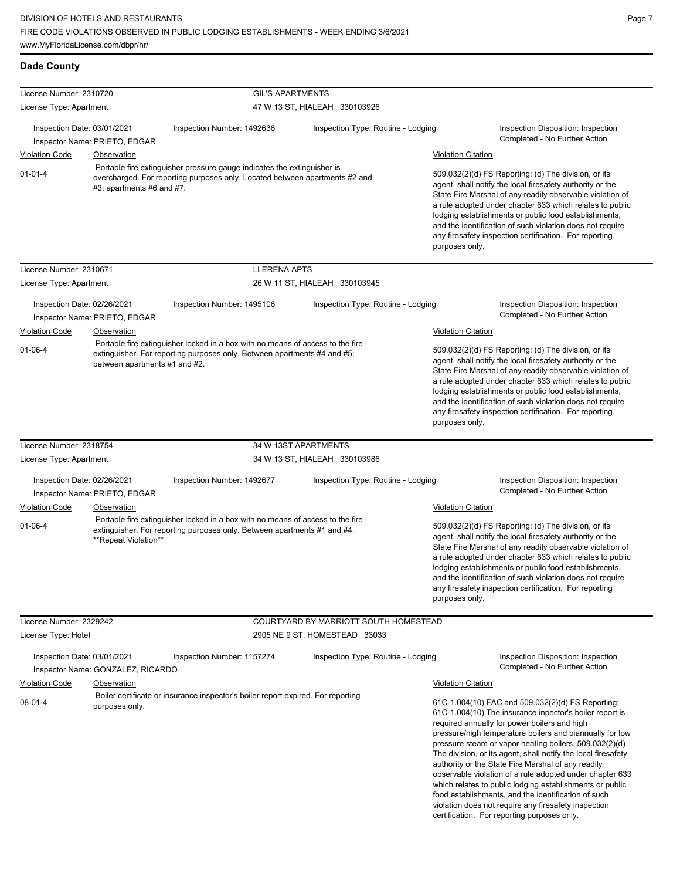## Dade County

**License Number:** 2310720 — **GIL'S APARTMENTS**
**License Type:** Apartment — 47 W 13 ST, HIALEAH 330103926

Inspection Date: 03/01/2021 | Inspection Number: 1492636 | Inspection Type: Routine - Lodging | Inspection Disposition: Inspection Completed - No Further Action
Inspector Name: PRIETO, EDGAR

| Violation Code | Observation | Violation Citation |
| --- | --- | --- |
| 01-01-4 | Portable fire extinguisher pressure gauge indicates the extinguisher is overcharged. For reporting purposes only. Located between apartments #2 and #3; apartments #6 and #7. | 509.032(2)(d) FS Reporting: (d) The division, or its agent, shall notify the local firesafety authority or the State Fire Marshal of any readily observable violation of a rule adopted under chapter 633 which relates to public lodging establishments or public food establishments, and the identification of such violation does not require any firesafety inspection certification. For reporting purposes only. |

**License Number:** 2310671 — **LLERENA APTS**
**License Type:** Apartment — 26 W 11 ST, HIALEAH 330103945

Inspection Date: 02/26/2021 | Inspection Number: 1495106 | Inspection Type: Routine - Lodging | Inspection Disposition: Inspection Completed - No Further Action
Inspector Name: PRIETO, EDGAR

| Violation Code | Observation | Violation Citation |
| --- | --- | --- |
| 01-06-4 | Portable fire extinguisher locked in a box with no means of access to the fire extinguisher. For reporting purposes only. Between apartments #4 and #5; between apartments #1 and #2. | 509.032(2)(d) FS Reporting: (d) The division, or its agent, shall notify the local firesafety authority or the State Fire Marshal of any readily observable violation of a rule adopted under chapter 633 which relates to public lodging establishments or public food establishments, and the identification of such violation does not require any firesafety inspection certification. For reporting purposes only. |

**License Number:** 2318754 — **34 W 13ST APARTMENTS**
**License Type:** Apartment — 34 W 13 ST, HIALEAH 330103986

Inspection Date: 02/26/2021 | Inspection Number: 1492677 | Inspection Type: Routine - Lodging | Inspection Disposition: Inspection Completed - No Further Action
Inspector Name: PRIETO, EDGAR

| Violation Code | Observation | Violation Citation |
| --- | --- | --- |
| 01-06-4 | Portable fire extinguisher locked in a box with no means of access to the fire extinguisher. For reporting purposes only. Between apartments #1 and #4. **Repeat Violation** | 509.032(2)(d) FS Reporting: (d) The division, or its agent, shall notify the local firesafety authority or the State Fire Marshal of any readily observable violation of a rule adopted under chapter 633 which relates to public lodging establishments or public food establishments, and the identification of such violation does not require any firesafety inspection certification. For reporting purposes only. |

**License Number:** 2329242 — **COURTYARD BY MARRIOTT SOUTH HOMESTEAD**
**License Type:** Hotel — 2905 NE 9 ST, HOMESTEAD 33033

Inspection Date: 03/01/2021 | Inspection Number: 1157274 | Inspection Type: Routine - Lodging | Inspection Disposition: Inspection Completed - No Further Action
Inspector Name: GONZALEZ, RICARDO

| Violation Code | Observation | Violation Citation |
| --- | --- | --- |
| 08-01-4 | Boiler certificate or insurance inspector's boiler report expired. For reporting purposes only. | 61C-1.004(10) FAC and 509.032(2)(d) FS Reporting: 61C-1.004(10) The insurance inpector's boiler report is required annually for power boilers and high pressure/high temperature boilers and biannually for low pressure steam or vapor heating boilers. 509.032(2)(d) The division, or its agent, shall notify the local firesafety authority or the State Fire Marshal of any readily observable violation of a rule adopted under chapter 633 which relates to public lodging establishments or public food establishments, and the identification of such violation does not require any firesafety inspection certification. For reporting purposes only. |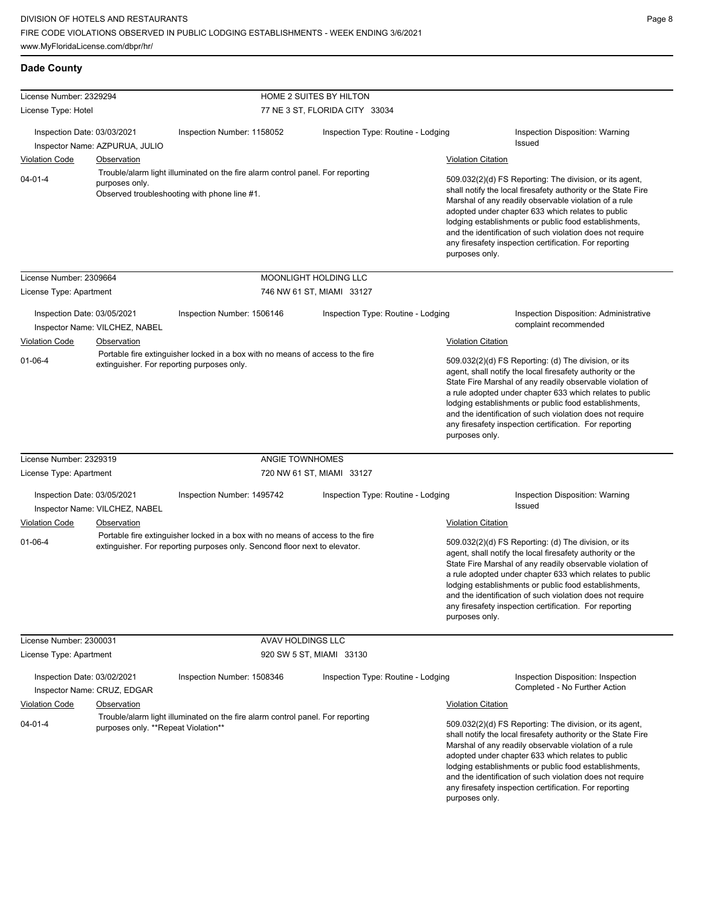## Dade County

**License Number:** 2329294 — **HOME 2 SUITES BY HILTON**
**License Type:** Hotel — 77 NE 3 ST, FLORIDA CITY 33034

Inspection Date: 03/03/2021 | Inspection Number: 1158052 | Inspection Type: Routine - Lodging | Inspection Disposition: Warning Issued
Inspector Name: AZPURUA, JULIO

| Violation Code | Observation | Violation Citation |
|---|---|---|
| 04-01-4 | Trouble/alarm light illuminated on the fire alarm control panel. For reporting purposes only. Observed troubleshooting with phone line #1. | 509.032(2)(d) FS Reporting: The division, or its agent, shall notify the local firesafety authority or the State Fire Marshal of any readily observable violation of a rule adopted under chapter 633 which relates to public lodging establishments or public food establishments, and the identification of such violation does not require any firesafety inspection certification. For reporting purposes only. |

**License Number:** 2309664 — **MOONLIGHT HOLDING LLC**
**License Type:** Apartment — 746 NW 61 ST, MIAMI 33127

Inspection Date: 03/05/2021 | Inspection Number: 1506146 | Inspection Type: Routine - Lodging | Inspection Disposition: Administrative complaint recommended
Inspector Name: VILCHEZ, NABEL

| Violation Code | Observation | Violation Citation |
|---|---|---|
| 01-06-4 | Portable fire extinguisher locked in a box with no means of access to the fire extinguisher. For reporting purposes only. | 509.032(2)(d) FS Reporting: (d) The division, or its agent, shall notify the local firesafety authority or the State Fire Marshal of any readily observable violation of a rule adopted under chapter 633 which relates to public lodging establishments or public food establishments, and the identification of such violation does not require any firesafety inspection certification. For reporting purposes only. |

**License Number:** 2329319 — **ANGIE TOWNHOMES**
**License Type:** Apartment — 720 NW 61 ST, MIAMI 33127

Inspection Date: 03/05/2021 | Inspection Number: 1495742 | Inspection Type: Routine - Lodging | Inspection Disposition: Warning Issued
Inspector Name: VILCHEZ, NABEL

| Violation Code | Observation | Violation Citation |
|---|---|---|
| 01-06-4 | Portable fire extinguisher locked in a box with no means of access to the fire extinguisher. For reporting purposes only. Sencond floor next to elevator. | 509.032(2)(d) FS Reporting: (d) The division, or its agent, shall notify the local firesafety authority or the State Fire Marshal of any readily observable violation of a rule adopted under chapter 633 which relates to public lodging establishments or public food establishments, and the identification of such violation does not require any firesafety inspection certification. For reporting purposes only. |

**License Number:** 2300031 — **AVAV HOLDINGS LLC**
**License Type:** Apartment — 920 SW 5 ST, MIAMI 33130

Inspection Date: 03/02/2021 | Inspection Number: 1508346 | Inspection Type: Routine - Lodging | Inspection Disposition: Inspection Completed - No Further Action
Inspector Name: CRUZ, EDGAR

| Violation Code | Observation | Violation Citation |
|---|---|---|
| 04-01-4 | Trouble/alarm light illuminated on the fire alarm control panel. For reporting purposes only. **Repeat Violation** | 509.032(2)(d) FS Reporting: The division, or its agent, shall notify the local firesafety authority or the State Fire Marshal of any readily observable violation of a rule adopted under chapter 633 which relates to public lodging establishments or public food establishments, and the identification of such violation does not require any firesafety inspection certification. For reporting purposes only. |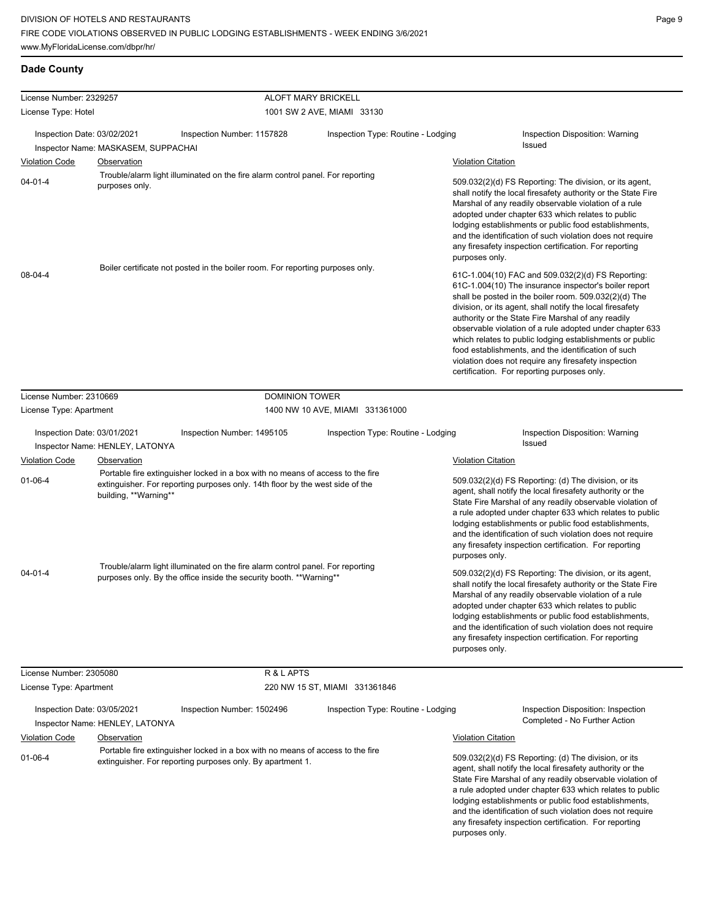## Dade County

**License Number:** 2329257 — **ALOFT MARY BRICKELL**
**License Type:** Hotel — 1001 SW 2 AVE, MIAMI 33130

**Inspection Date:** 03/02/2021 | **Inspection Number:** 1157828 | **Inspection Type:** Routine - Lodging | **Inspection Disposition:** Warning Issued
**Inspector Name:** MASKASEM, SUPPACHAI

| Violation Code | Observation | Violation Citation |
|---|---|---|
| 04-01-4 | Trouble/alarm light illuminated on the fire alarm control panel. For reporting purposes only. | 509.032(2)(d) FS Reporting: The division, or its agent, shall notify the local firesafety authority or the State Fire Marshal of any readily observable violation of a rule adopted under chapter 633 which relates to public lodging establishments or public food establishments, and the identification of such violation does not require any firesafety inspection certification. For reporting purposes only. |
| 08-04-4 | Boiler certificate not posted in the boiler room. For reporting purposes only. | 61C-1.004(10) FAC and 509.032(2)(d) FS Reporting: 61C-1.004(10) The insurance inspector's boiler report shall be posted in the boiler room. 509.032(2)(d) The division, or its agent, shall notify the local firesafety authority or the State Fire Marshal of any readily observable violation of a rule adopted under chapter 633 which relates to public lodging establishments or public food establishments, and the identification of such violation does not require any firesafety inspection certification. For reporting purposes only. |

**License Number:** 2310669 — **DOMINION TOWER**
**License Type:** Apartment — 1400 NW 10 AVE, MIAMI 331361000

**Inspection Date:** 03/01/2021 | **Inspection Number:** 1495105 | **Inspection Type:** Routine - Lodging | **Inspection Disposition:** Warning Issued
**Inspector Name:** HENLEY, LATONYA

| Violation Code | Observation | Violation Citation |
|---|---|---|
| 01-06-4 | Portable fire extinguisher locked in a box with no means of access to the fire extinguisher. For reporting purposes only. 14th floor by the west side of the building, **Warning** | 509.032(2)(d) FS Reporting: (d) The division, or its agent, shall notify the local firesafety authority or the State Fire Marshal of any readily observable violation of a rule adopted under chapter 633 which relates to public lodging establishments or public food establishments, and the identification of such violation does not require any firesafety inspection certification. For reporting purposes only. |
| 04-01-4 | Trouble/alarm light illuminated on the fire alarm control panel. For reporting purposes only. By the office inside the security booth. **Warning** | 509.032(2)(d) FS Reporting: The division, or its agent, shall notify the local firesafety authority or the State Fire Marshal of any readily observable violation of a rule adopted under chapter 633 which relates to public lodging establishments or public food establishments, and the identification of such violation does not require any firesafety inspection certification. For reporting purposes only. |

**License Number:** 2305080 — **R & L APTS**
**License Type:** Apartment — 220 NW 15 ST, MIAMI 331361846

**Inspection Date:** 03/05/2021 | **Inspection Number:** 1502496 | **Inspection Type:** Routine - Lodging | **Inspection Disposition:** Inspection Completed - No Further Action
**Inspector Name:** HENLEY, LATONYA

| Violation Code | Observation | Violation Citation |
|---|---|---|
| 01-06-4 | Portable fire extinguisher locked in a box with no means of access to the fire extinguisher. For reporting purposes only. By apartment 1. | 509.032(2)(d) FS Reporting: (d) The division, or its agent, shall notify the local firesafety authority or the State Fire Marshal of any readily observable violation of a rule adopted under chapter 633 which relates to public lodging establishments or public food establishments, and the identification of such violation does not require any firesafety inspection certification. For reporting purposes only. |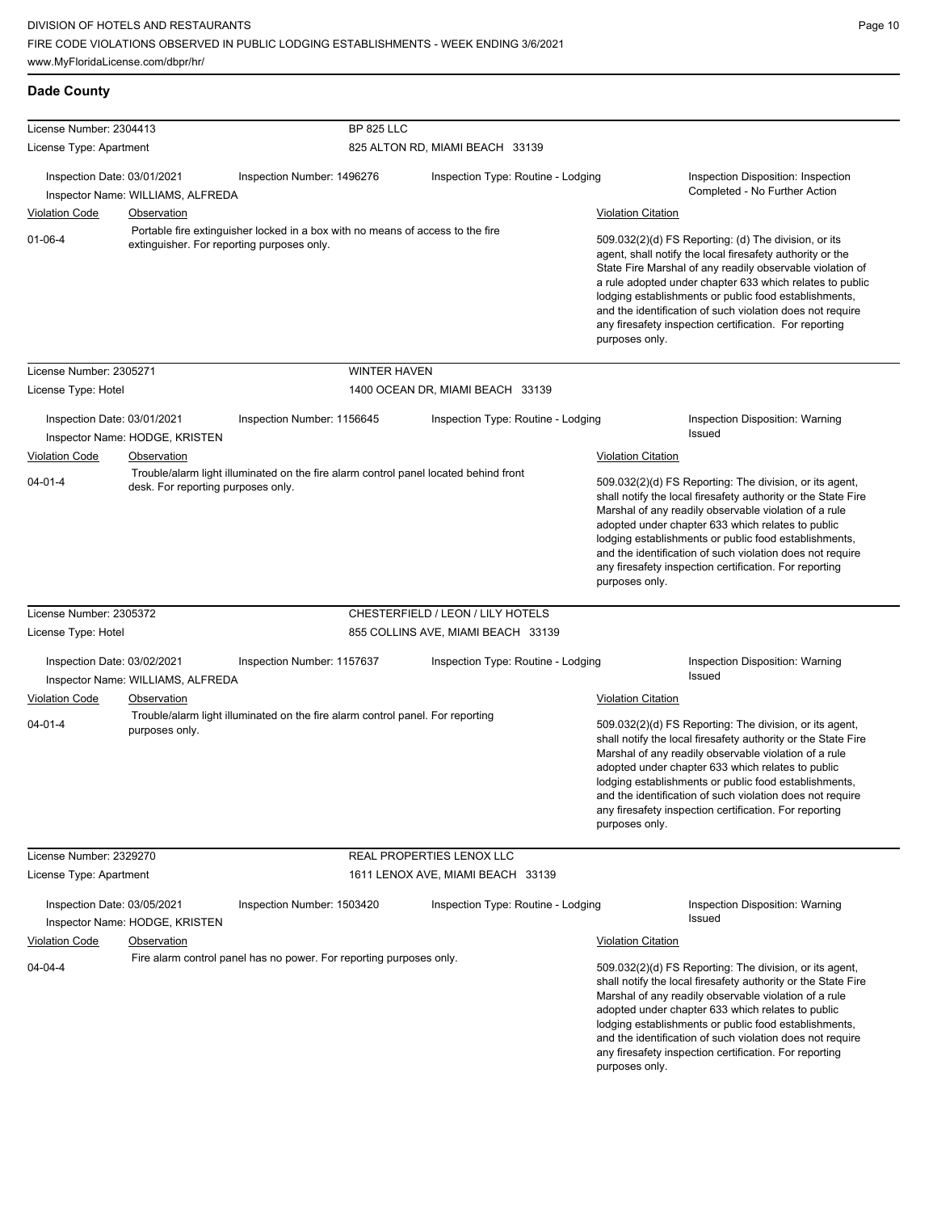## Dade County

**License Number:** 2304413 — **BP 825 LLC**
**License Type:** Apartment — 825 ALTON RD, MIAMI BEACH 33139

Inspection Date: 03/01/2021 | Inspection Number: 1496276 | Inspection Type: Routine - Lodging | Inspection Disposition: Inspection Completed - No Further Action
Inspector Name: WILLIAMS, ALFREDA

| Violation Code | Observation | Violation Citation |
|---|---|---|
| 01-06-4 | Portable fire extinguisher locked in a box with no means of access to the fire extinguisher. For reporting purposes only. | 509.032(2)(d) FS Reporting: (d) The division, or its agent, shall notify the local firesafety authority or the State Fire Marshal of any readily observable violation of a rule adopted under chapter 633 which relates to public lodging establishments or public food establishments, and the identification of such violation does not require any firesafety inspection certification. For reporting purposes only. |

**License Number:** 2305271 — **WINTER HAVEN**
**License Type:** Hotel — 1400 OCEAN DR, MIAMI BEACH 33139

Inspection Date: 03/01/2021 | Inspection Number: 1156645 | Inspection Type: Routine - Lodging | Inspection Disposition: Warning Issued
Inspector Name: HODGE, KRISTEN

| Violation Code | Observation | Violation Citation |
|---|---|---|
| 04-01-4 | Trouble/alarm light illuminated on the fire alarm control panel located behind front desk. For reporting purposes only. | 509.032(2)(d) FS Reporting: The division, or its agent, shall notify the local firesafety authority or the State Fire Marshal of any readily observable violation of a rule adopted under chapter 633 which relates to public lodging establishments or public food establishments, and the identification of such violation does not require any firesafety inspection certification. For reporting purposes only. |

**License Number:** 2305372 — **CHESTERFIELD / LEON / LILY HOTELS**
**License Type:** Hotel — 855 COLLINS AVE, MIAMI BEACH 33139

Inspection Date: 03/02/2021 | Inspection Number: 1157637 | Inspection Type: Routine - Lodging | Inspection Disposition: Warning Issued
Inspector Name: WILLIAMS, ALFREDA

| Violation Code | Observation | Violation Citation |
|---|---|---|
| 04-01-4 | Trouble/alarm light illuminated on the fire alarm control panel. For reporting purposes only. | 509.032(2)(d) FS Reporting: The division, or its agent, shall notify the local firesafety authority or the State Fire Marshal of any readily observable violation of a rule adopted under chapter 633 which relates to public lodging establishments or public food establishments, and the identification of such violation does not require any firesafety inspection certification. For reporting purposes only. |

**License Number:** 2329270 — **REAL PROPERTIES LENOX LLC**
**License Type:** Apartment — 1611 LENOX AVE, MIAMI BEACH 33139

Inspection Date: 03/05/2021 | Inspection Number: 1503420 | Inspection Type: Routine - Lodging | Inspection Disposition: Warning Issued
Inspector Name: HODGE, KRISTEN

| Violation Code | Observation | Violation Citation |
|---|---|---|
| 04-04-4 | Fire alarm control panel has no power. For reporting purposes only. | 509.032(2)(d) FS Reporting: The division, or its agent, shall notify the local firesafety authority or the State Fire Marshal of any readily observable violation of a rule adopted under chapter 633 which relates to public lodging establishments or public food establishments, and the identification of such violation does not require any firesafety inspection certification. For reporting purposes only. |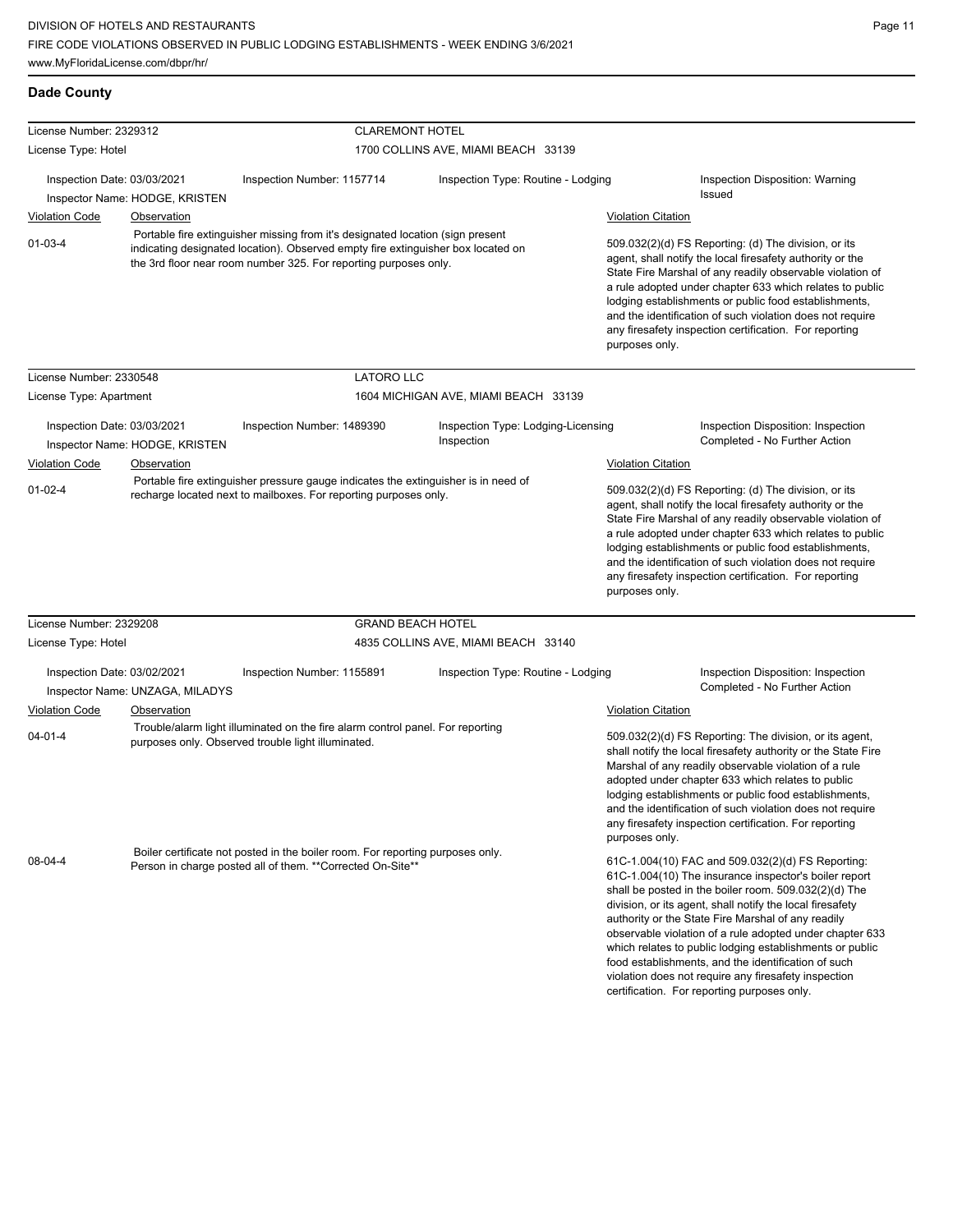## Dade County

**License Number:** 2329312 — **CLAREMONT HOTEL**
**License Type:** Hotel — 1700 COLLINS AVE, MIAMI BEACH 33139

Inspection Date: 03/03/2021 | Inspection Number: 1157714 | Inspection Type: Routine - Lodging | Inspection Disposition: Warning Issued
Inspector Name: HODGE, KRISTEN

| Violation Code | Observation | Violation Citation |
| --- | --- | --- |
| 01-03-4 | Portable fire extinguisher missing from it's designated location (sign present indicating designated location). Observed empty fire extinguisher box located on the 3rd floor near room number 325. For reporting purposes only. | 509.032(2)(d) FS Reporting: (d) The division, or its agent, shall notify the local firesafety authority or the State Fire Marshal of any readily observable violation of a rule adopted under chapter 633 which relates to public lodging establishments or public food establishments, and the identification of such violation does not require any firesafety inspection certification. For reporting purposes only. |

**License Number:** 2330548 — **LATORO LLC**
**License Type:** Apartment — 1604 MICHIGAN AVE, MIAMI BEACH 33139

Inspection Date: 03/03/2021 | Inspection Number: 1489390 | Inspection Type: Lodging-Licensing Inspection | Inspection Disposition: Inspection Completed - No Further Action
Inspector Name: HODGE, KRISTEN

| Violation Code | Observation | Violation Citation |
| --- | --- | --- |
| 01-02-4 | Portable fire extinguisher pressure gauge indicates the extinguisher is in need of recharge located next to mailboxes. For reporting purposes only. | 509.032(2)(d) FS Reporting: (d) The division, or its agent, shall notify the local firesafety authority or the State Fire Marshal of any readily observable violation of a rule adopted under chapter 633 which relates to public lodging establishments or public food establishments, and the identification of such violation does not require any firesafety inspection certification. For reporting purposes only. |

**License Number:** 2329208 — **GRAND BEACH HOTEL**
**License Type:** Hotel — 4835 COLLINS AVE, MIAMI BEACH 33140

Inspection Date: 03/02/2021 | Inspection Number: 1155891 | Inspection Type: Routine - Lodging | Inspection Disposition: Inspection Completed - No Further Action
Inspector Name: UNZAGA, MILADYS

| Violation Code | Observation | Violation Citation |
| --- | --- | --- |
| 04-01-4 | Trouble/alarm light illuminated on the fire alarm control panel. For reporting purposes only. Observed trouble light illuminated. | 509.032(2)(d) FS Reporting: The division, or its agent, shall notify the local firesafety authority or the State Fire Marshal of any readily observable violation of a rule adopted under chapter 633 which relates to public lodging establishments or public food establishments, and the identification of such violation does not require any firesafety inspection certification. For reporting purposes only. |
| 08-04-4 | Boiler certificate not posted in the boiler room. For reporting purposes only. Person in charge posted all of them. **Corrected On-Site** | 61C-1.004(10) FAC and 509.032(2)(d) FS Reporting: 61C-1.004(10) The insurance inspector's boiler report shall be posted in the boiler room. 509.032(2)(d) The division, or its agent, shall notify the local firesafety authority or the State Fire Marshal of any readily observable violation of a rule adopted under chapter 633 which relates to public lodging establishments or public food establishments, and the identification of such violation does not require any firesafety inspection certification. For reporting purposes only. |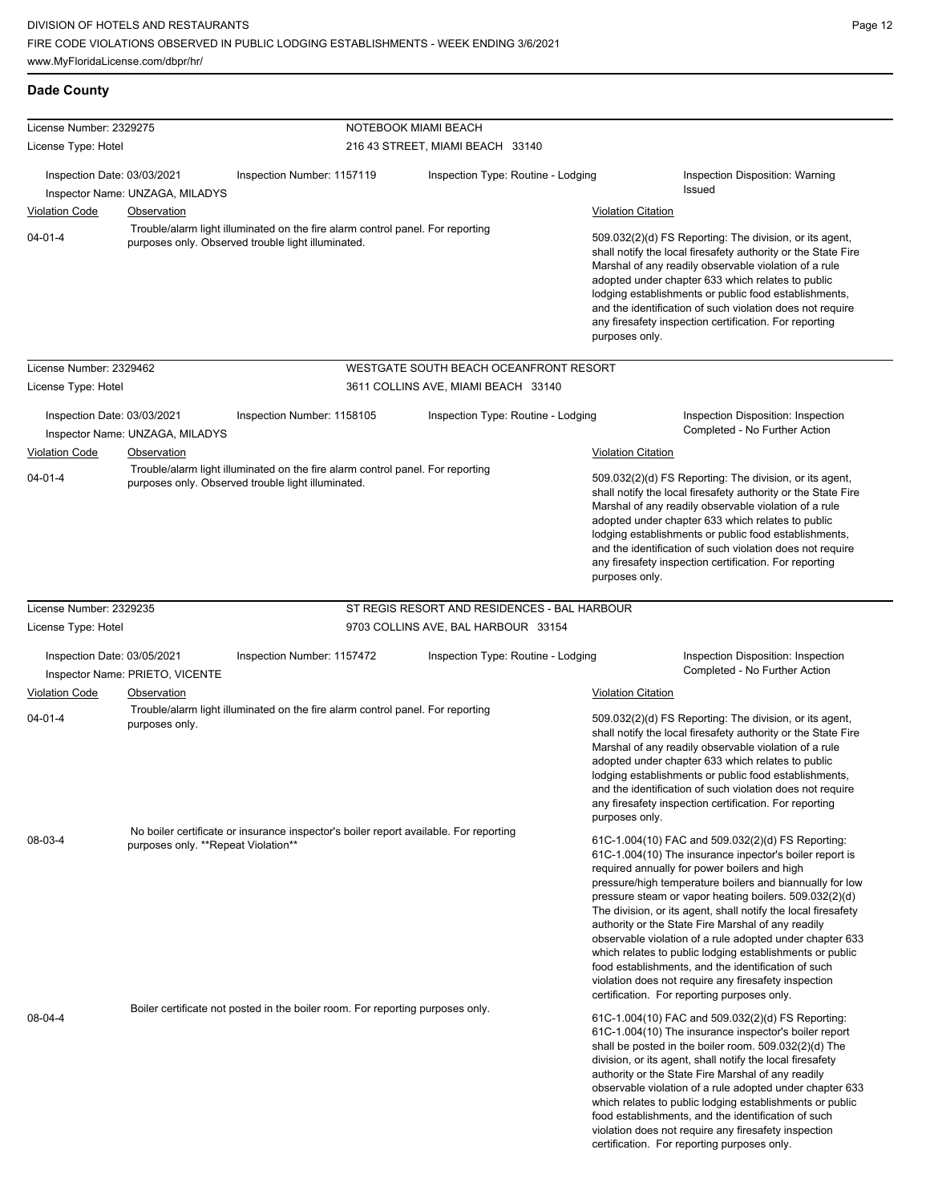## Dade County

**License Number:** 2329275
**License Type:** Hotel
**NOTEBOOK MIAMI BEACH**
216 43 STREET, MIAMI BEACH 33140

Inspection Date: 03/03/2021
Inspection Number: 1157119
Inspection Type: Routine - Lodging
Inspection Disposition: Warning Issued
Inspector Name: UNZAGA, MILADYS

| Violation Code | Observation | Violation Citation |
|---|---|---|
| 04-01-4 | Trouble/alarm light illuminated on the fire alarm control panel. For reporting purposes only. Observed trouble light illuminated. | 509.032(2)(d) FS Reporting: The division, or its agent, shall notify the local firesafety authority or the State Fire Marshal of any readily observable violation of a rule adopted under chapter 633 which relates to public lodging establishments or public food establishments, and the identification of such violation does not require any firesafety inspection certification. For reporting purposes only. |

---

**License Number:** 2329462
**License Type:** Hotel
**WESTGATE SOUTH BEACH OCEANFRONT RESORT**
3611 COLLINS AVE, MIAMI BEACH 33140

Inspection Date: 03/03/2021
Inspection Number: 1158105
Inspection Type: Routine - Lodging
Inspection Disposition: Inspection Completed - No Further Action
Inspector Name: UNZAGA, MILADYS

| Violation Code | Observation | Violation Citation |
|---|---|---|
| 04-01-4 | Trouble/alarm light illuminated on the fire alarm control panel. For reporting purposes only. Observed trouble light illuminated. | 509.032(2)(d) FS Reporting: The division, or its agent, shall notify the local firesafety authority or the State Fire Marshal of any readily observable violation of a rule adopted under chapter 633 which relates to public lodging establishments or public food establishments, and the identification of such violation does not require any firesafety inspection certification. For reporting purposes only. |

---

**License Number:** 2329235
**License Type:** Hotel
**ST REGIS RESORT AND RESIDENCES - BAL HARBOUR**
9703 COLLINS AVE, BAL HARBOUR 33154

Inspection Date: 03/05/2021
Inspection Number: 1157472
Inspection Type: Routine - Lodging
Inspection Disposition: Inspection Completed - No Further Action
Inspector Name: PRIETO, VICENTE

| Violation Code | Observation | Violation Citation |
|---|---|---|
| 04-01-4 | Trouble/alarm light illuminated on the fire alarm control panel. For reporting purposes only. | 509.032(2)(d) FS Reporting: The division, or its agent, shall notify the local firesafety authority or the State Fire Marshal of any readily observable violation of a rule adopted under chapter 633 which relates to public lodging establishments or public food establishments, and the identification of such violation does not require any firesafety inspection certification. For reporting purposes only. |
| 08-03-4 | No boiler certificate or insurance inspector's boiler report available. For reporting purposes only. **Repeat Violation** | 61C-1.004(10) FAC and 509.032(2)(d) FS Reporting: 61C-1.004(10) The insurance inpector's boiler report is required annually for power boilers and high pressure/high temperature boilers and biannually for low pressure steam or vapor heating boilers. 509.032(2)(d) The division, or its agent, shall notify the local firesafety authority or the State Fire Marshal of any readily observable violation of a rule adopted under chapter 633 which relates to public lodging establishments or public food establishments, and the identification of such violation does not require any firesafety inspection certification. For reporting purposes only. |
| 08-04-4 | Boiler certificate not posted in the boiler room. For reporting purposes only. | 61C-1.004(10) FAC and 509.032(2)(d) FS Reporting: 61C-1.004(10) The insurance inspector's boiler report shall be posted in the boiler room. 509.032(2)(d) The division, or its agent, shall notify the local firesafety authority or the State Fire Marshal of any readily observable violation of a rule adopted under chapter 633 which relates to public lodging establishments or public food establishments, and the identification of such violation does not require any firesafety inspection certification. For reporting purposes only. |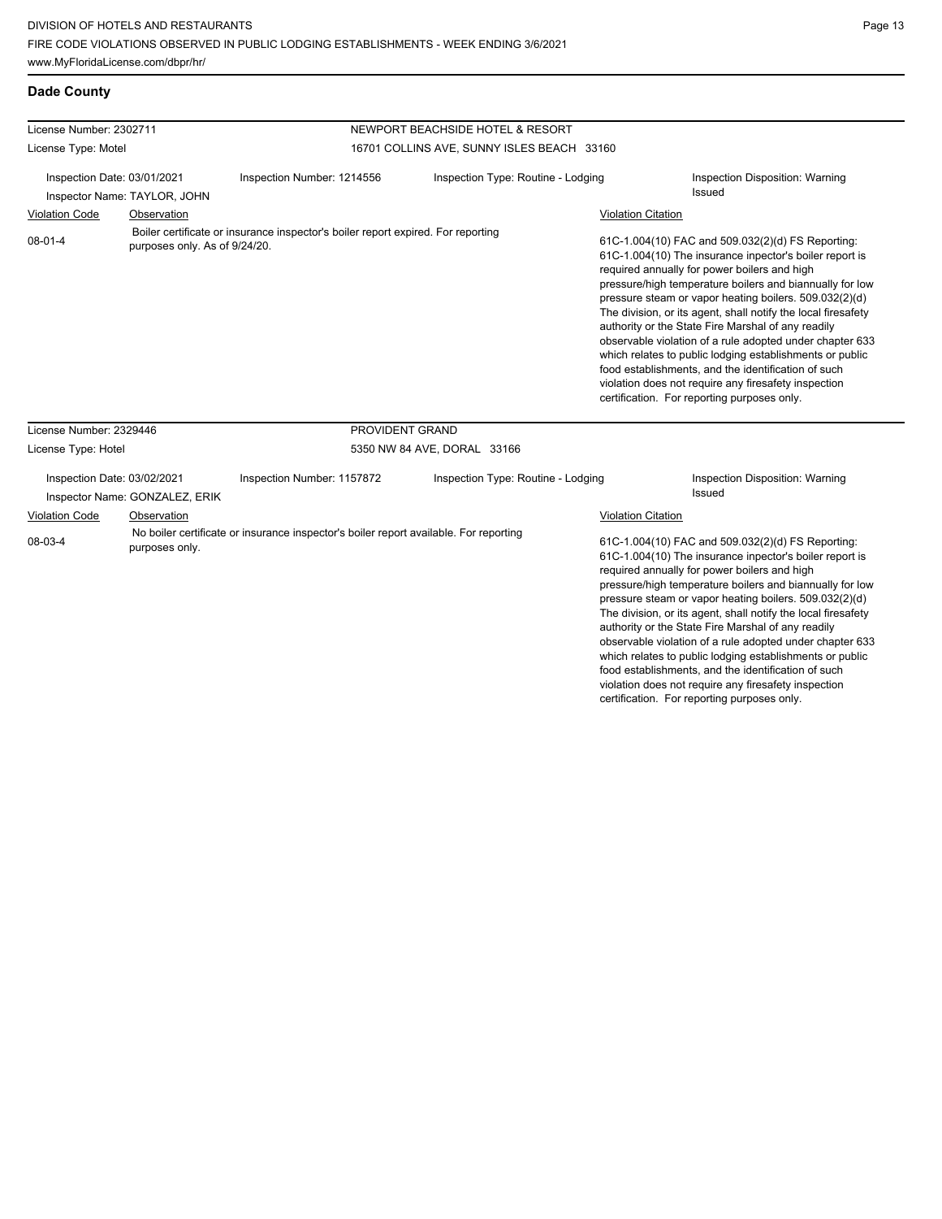## Dade County

**License Number:** 2302711 — **NEWPORT BEACHSIDE HOTEL & RESORT**
**License Type:** Motel — 16701 COLLINS AVE, SUNNY ISLES BEACH 33160

| Inspection Date: 03/01/2021 | Inspection Number: 1214556 | Inspection Type: Routine - Lodging | Inspection Disposition: Warning Issued |
|---|---|---|---|

Inspector Name: TAYLOR, JOHN

| Violation Code | Observation | Violation Citation |
|---|---|---|
| 08-01-4 | Boiler certificate or insurance inspector's boiler report expired. For reporting purposes only. As of 9/24/20. | 61C-1.004(10) FAC and 509.032(2)(d) FS Reporting: 61C-1.004(10) The insurance inpector's boiler report is required annually for power boilers and high pressure/high temperature boilers and biannually for low pressure steam or vapor heating boilers. 509.032(2)(d) The division, or its agent, shall notify the local firesafety authority or the State Fire Marshal of any readily observable violation of a rule adopted under chapter 633 which relates to public lodging establishments or public food establishments, and the identification of such violation does not require any firesafety inspection certification. For reporting purposes only. |

**License Number:** 2329446 — **PROVIDENT GRAND**
**License Type:** Hotel — 5350 NW 84 AVE, DORAL 33166

| Inspection Date: 03/02/2021 | Inspection Number: 1157872 | Inspection Type: Routine - Lodging | Inspection Disposition: Warning Issued |
|---|---|---|---|

Inspector Name: GONZALEZ, ERIK

| Violation Code | Observation | Violation Citation |
|---|---|---|
| 08-03-4 | No boiler certificate or insurance inspector's boiler report available. For reporting purposes only. | 61C-1.004(10) FAC and 509.032(2)(d) FS Reporting: 61C-1.004(10) The insurance inpector's boiler report is required annually for power boilers and high pressure/high temperature boilers and biannually for low pressure steam or vapor heating boilers. 509.032(2)(d) The division, or its agent, shall notify the local firesafety authority or the State Fire Marshal of any readily observable violation of a rule adopted under chapter 633 which relates to public lodging establishments or public food establishments, and the identification of such violation does not require any firesafety inspection certification. For reporting purposes only. |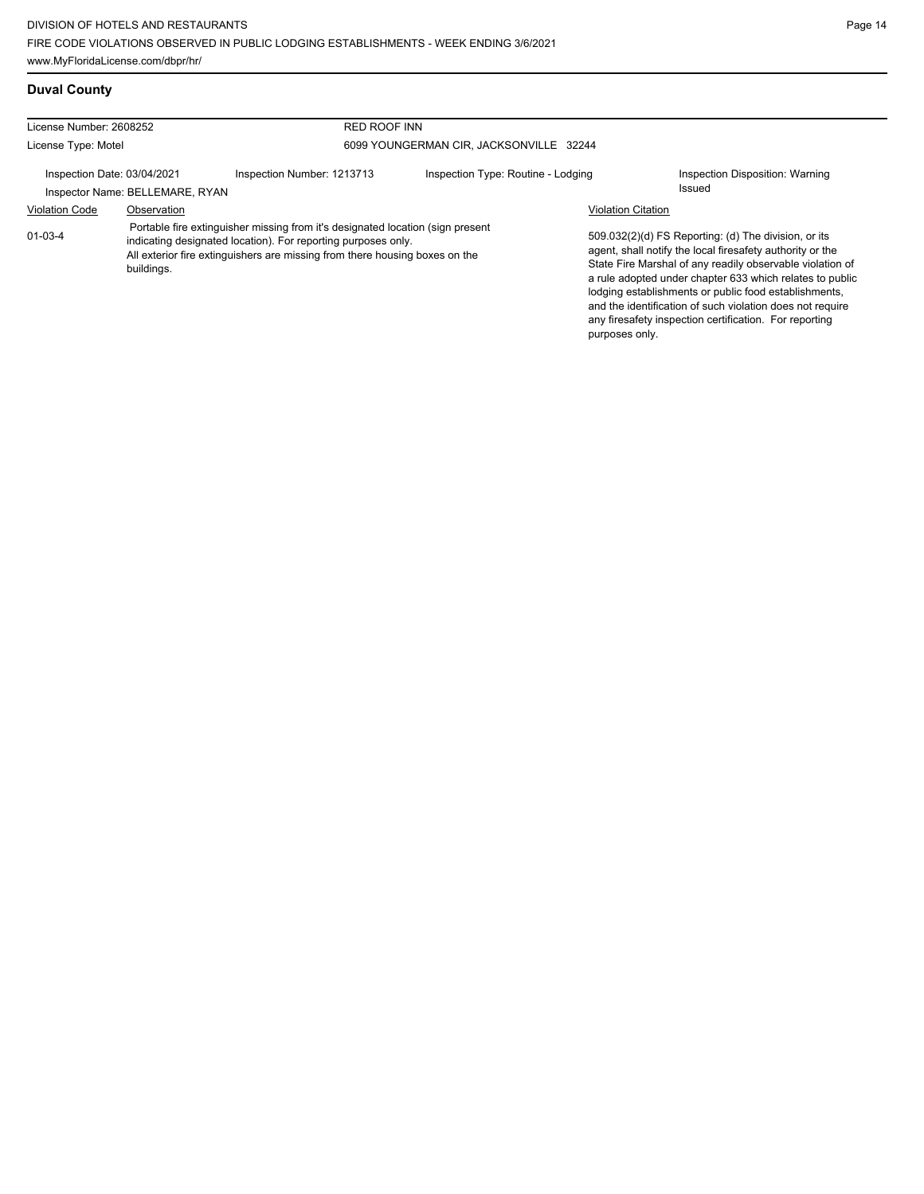## Duval County

| License Number: 2608252 | | RED ROOF INN | |
|---|---|---|---|
| License Type: Motel | | 6099 YOUNGERMAN CIR, JACKSONVILLE 32244 | |
| Inspection Date: 03/04/2021 | Inspection Number: 1213713 | Inspection Type: Routine - Lodging | Inspection Disposition: Warning Issued |
| Inspector Name: BELLEMARE, RYAN | | | |

| Violation Code | Observation | Violation Citation |
|---|---|---|
| 01-03-4 | Portable fire extinguisher missing from it's designated location (sign present indicating designated location). For reporting purposes only. All exterior fire extinguishers are missing from there housing boxes on the buildings. | 509.032(2)(d) FS Reporting: (d) The division, or its agent, shall notify the local firesafety authority or the State Fire Marshal of any readily observable violation of a rule adopted under chapter 633 which relates to public lodging establishments or public food establishments, and the identification of such violation does not require any firesafety inspection certification. For reporting purposes only. |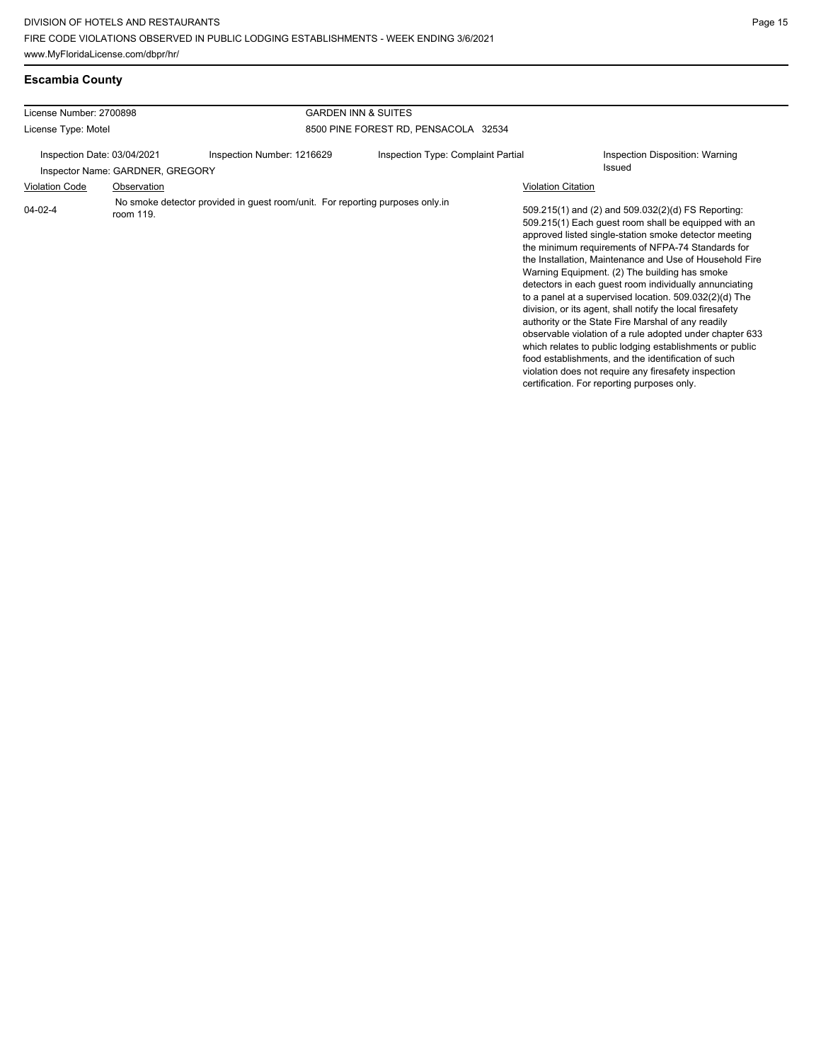## Escambia County

| | | | |
|---|---|---|---|
| License Number: 2700898 | | GARDEN INN & SUITES | |
| License Type: Motel | | 8500 PINE FOREST RD, PENSACOLA 32534 | |
| Inspection Date: 03/04/2021 | Inspection Number: 1216629 | Inspection Type: Complaint Partial | Inspection Disposition: Warning Issued |
| Inspector Name: GARDNER, GREGORY | | | |

| Violation Code | Observation | Violation Citation |
|---|---|---|
| 04-02-4 | No smoke detector provided in guest room/unit. For reporting purposes only.in room 119. | 509.215(1) and (2) and 509.032(2)(d) FS Reporting: 509.215(1) Each guest room shall be equipped with an approved listed single-station smoke detector meeting the minimum requirements of NFPA-74 Standards for the Installation, Maintenance and Use of Household Fire Warning Equipment. (2) The building has smoke detectors in each guest room individually annunciating to a panel at a supervised location. 509.032(2)(d) The division, or its agent, shall notify the local firesafety authority or the State Fire Marshal of any readily observable violation of a rule adopted under chapter 633 which relates to public lodging establishments or public food establishments, and the identification of such violation does not require any firesafety inspection certification. For reporting purposes only. |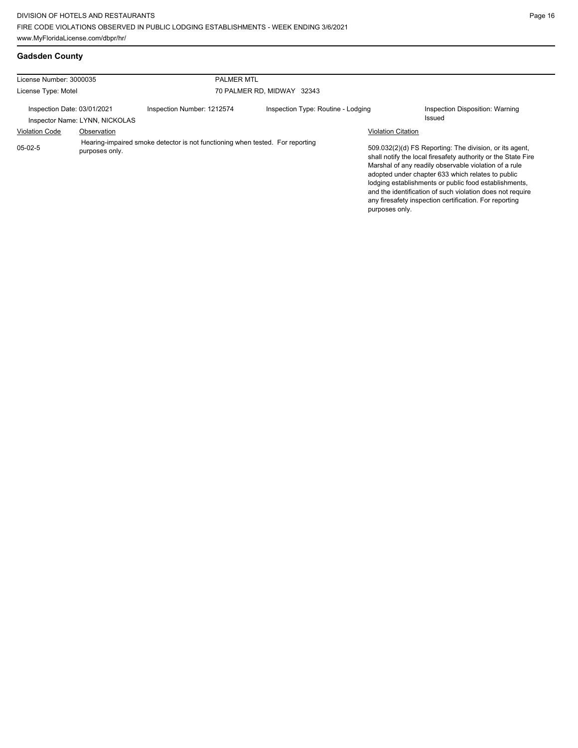## Gadsden County

| License Number: 3000035 | | PALMER MTL | | |
|---|---|---|---|---|
| License Type: Motel | | 70 PALMER RD, MIDWAY 32343 | | |
| Inspection Date: 03/01/2021 | Inspection Number: 1212574 | Inspection Type: Routine - Lodging | | Inspection Disposition: Warning Issued |
| Inspector Name: LYNN, NICKOLAS | | | | |

| Violation Code | Observation | Violation Citation |
|---|---|---|
| 05-02-5 | Hearing-impaired smoke detector is not functioning when tested. For reporting purposes only. | 509.032(2)(d) FS Reporting: The division, or its agent, shall notify the local firesafety authority or the State Fire Marshal of any readily observable violation of a rule adopted under chapter 633 which relates to public lodging establishments or public food establishments, and the identification of such violation does not require any firesafety inspection certification. For reporting purposes only. |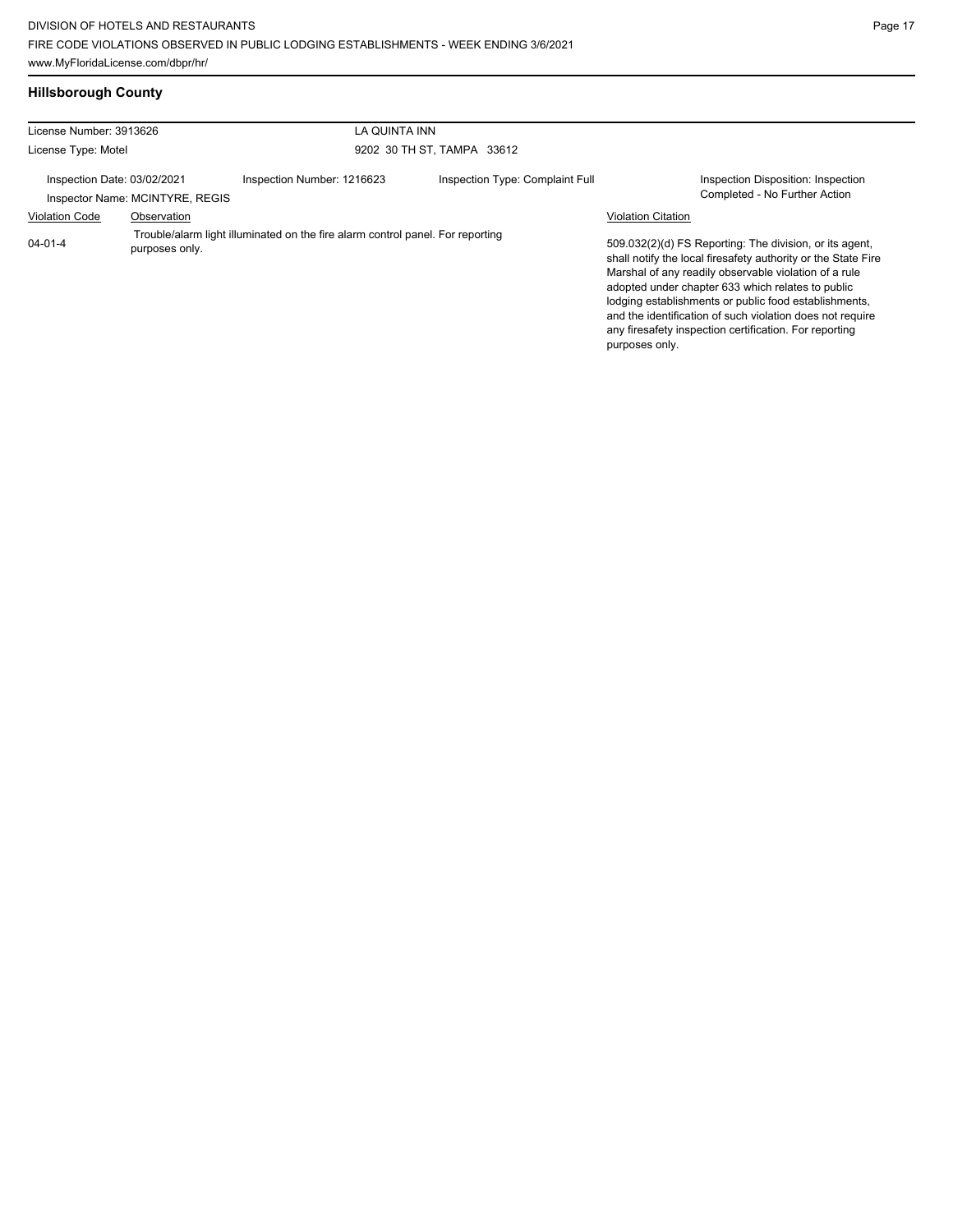## Hillsborough County

| License Number: 3913626 | LA QUINTA INN |
|---|---|
| License Type: Motel | 9202 30 TH ST, TAMPA 33612 |

Inspection Date: 03/02/2021 | Inspection Number: 1216623 | Inspection Type: Complaint Full | Inspection Disposition: Inspection Completed - No Further Action

Inspector Name: MCINTYRE, REGIS

| Violation Code | Observation | Violation Citation |
|---|---|---|
| 04-01-4 | Trouble/alarm light illuminated on the fire alarm control panel. For reporting purposes only. | 509.032(2)(d) FS Reporting: The division, or its agent, shall notify the local firesafety authority or the State Fire Marshal of any readily observable violation of a rule adopted under chapter 633 which relates to public lodging establishments or public food establishments, and the identification of such violation does not require any firesafety inspection certification. For reporting purposes only. |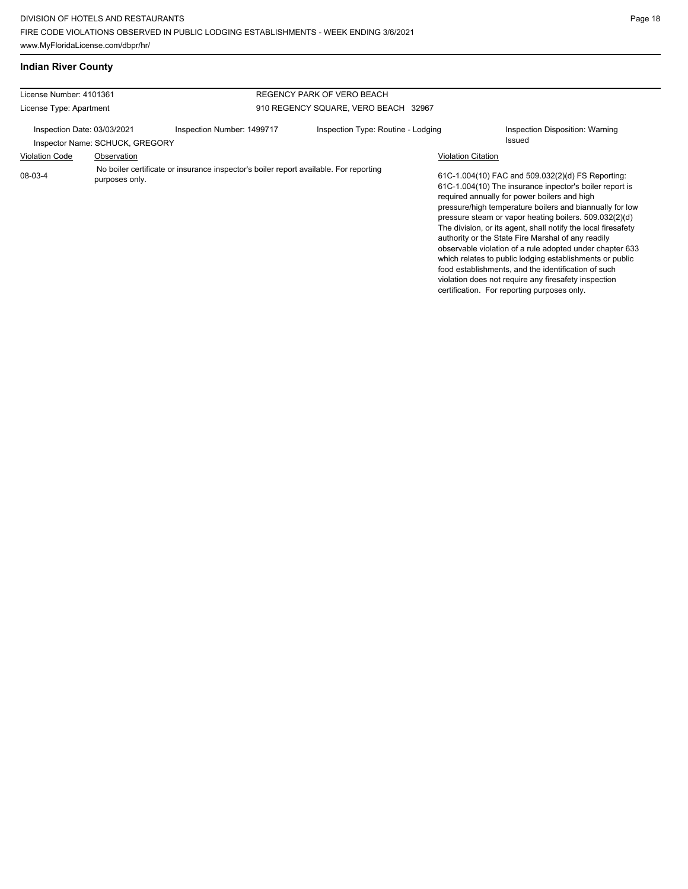## Indian River County

| License Number: 4101361 | | REGENCY PARK OF VERO BEACH | |
|---|---|---|---|
| License Type: Apartment | | 910 REGENCY SQUARE, VERO BEACH 32967 | |
| Inspection Date: 03/03/2021 | Inspection Number: 1499717 | Inspection Type: Routine - Lodging | Inspection Disposition: Warning Issued |
| Inspector Name: SCHUCK, GREGORY | | | |

| Violation Code | Observation | Violation Citation |
|---|---|---|
| 08-03-4 | No boiler certificate or insurance inspector's boiler report available. For reporting purposes only. | 61C-1.004(10) FAC and 509.032(2)(d) FS Reporting: 61C-1.004(10) The insurance inpector's boiler report is required annually for power boilers and high pressure/high temperature boilers and biannually for low pressure steam or vapor heating boilers. 509.032(2)(d) The division, or its agent, shall notify the local firesafety authority or the State Fire Marshal of any readily observable violation of a rule adopted under chapter 633 which relates to public lodging establishments or public food establishments, and the identification of such violation does not require any firesafety inspection certification. For reporting purposes only. |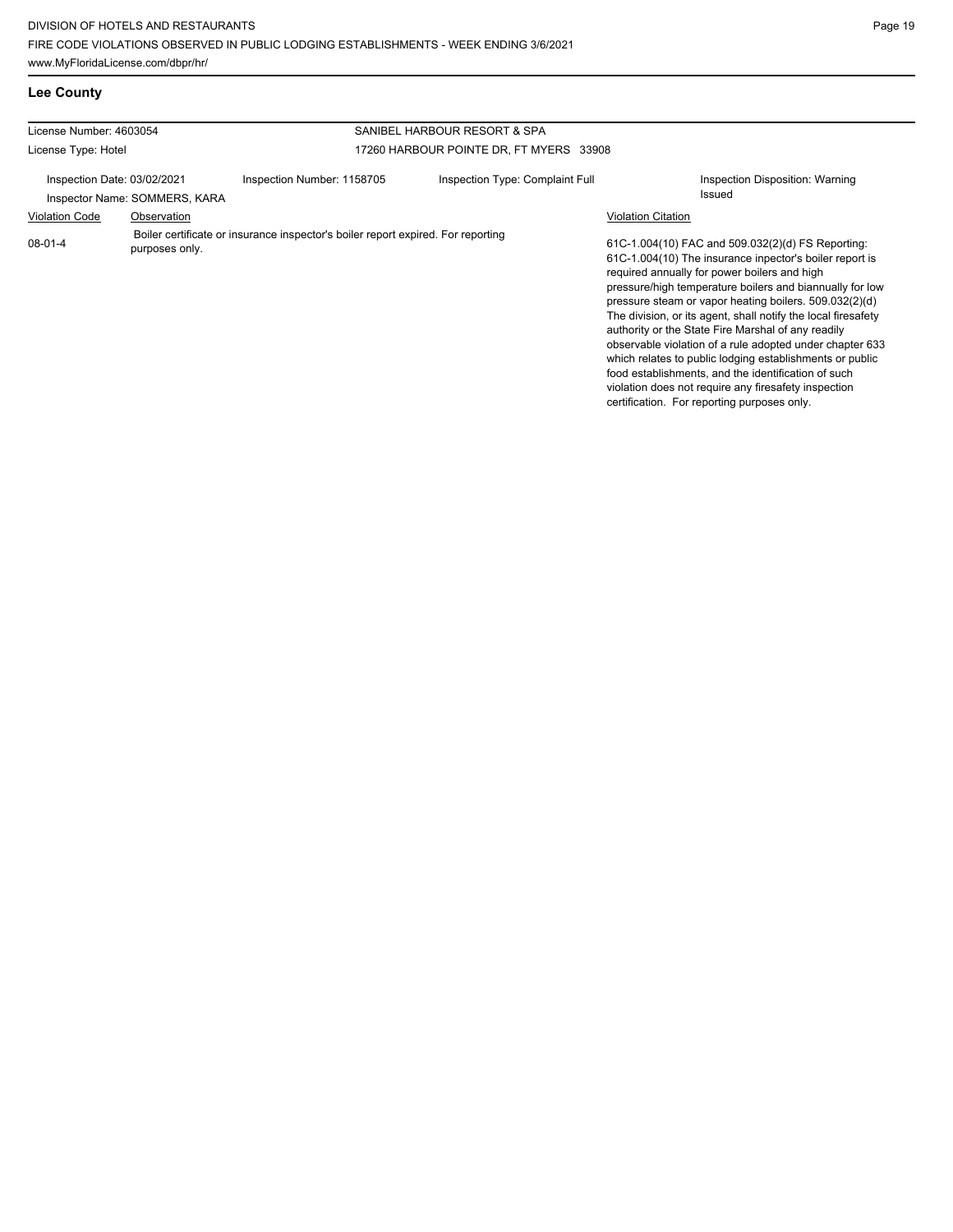## Lee County

| License Number: 4603054 | | SANIBEL HARBOUR RESORT & SPA | |
|---|---|---|---|
| License Type: Hotel | | 17260 HARBOUR POINTE DR, FT MYERS 33908 | |
| Inspection Date: 03/02/2021 | Inspection Number: 1158705 | Inspection Type: Complaint Full | Inspection Disposition: Warning Issued |
| Inspector Name: SOMMERS, KARA | | | |

| Violation Code | Observation | Violation Citation |
|---|---|---|
| 08-01-4 | Boiler certificate or insurance inspector's boiler report expired. For reporting purposes only. | 61C-1.004(10) FAC and 509.032(2)(d) FS Reporting: 61C-1.004(10) The insurance inpector's boiler report is required annually for power boilers and high pressure/high temperature boilers and biannually for low pressure steam or vapor heating boilers. 509.032(2)(d) The division, or its agent, shall notify the local firesafety authority or the State Fire Marshal of any readily observable violation of a rule adopted under chapter 633 which relates to public lodging establishments or public food establishments, and the identification of such violation does not require any firesafety inspection certification. For reporting purposes only. |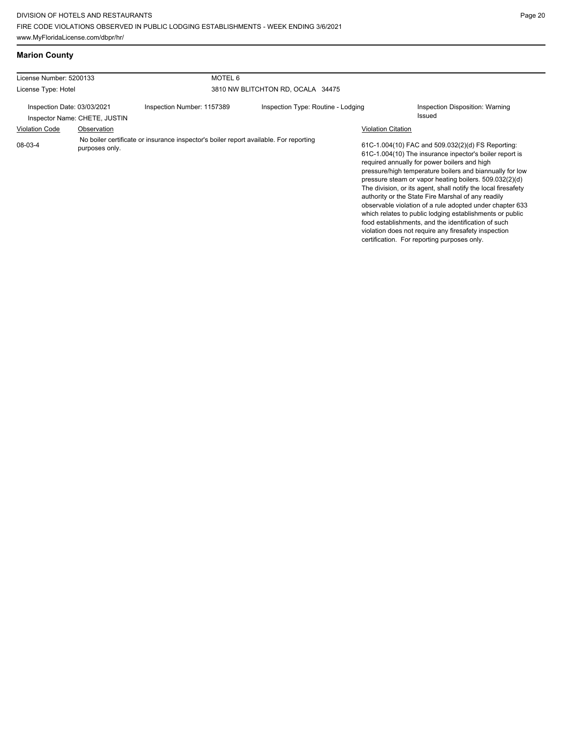## Marion County

| License Number: 5200133 | MOTEL 6 | | |
|---|---|---|---|
| License Type: Hotel | 3810 NW BLITCHTON RD, OCALA 34475 | | |
| Inspection Date: 03/03/2021<br>Inspector Name: CHETE, JUSTIN | Inspection Number: 1157389 | Inspection Type: Routine - Lodging | Inspection Disposition: Warning Issued |

| Violation Code | Observation | Violation Citation |
|---|---|---|
| 08-03-4 | No boiler certificate or insurance inspector's boiler report available. For reporting purposes only. | 61C-1.004(10) FAC and 509.032(2)(d) FS Reporting: 61C-1.004(10) The insurance inpector's boiler report is required annually for power boilers and high pressure/high temperature boilers and biannually for low pressure steam or vapor heating boilers. 509.032(2)(d) The division, or its agent, shall notify the local firesafety authority or the State Fire Marshal of any readily observable violation of a rule adopted under chapter 633 which relates to public lodging establishments or public food establishments, and the identification of such violation does not require any firesafety inspection certification. For reporting purposes only. |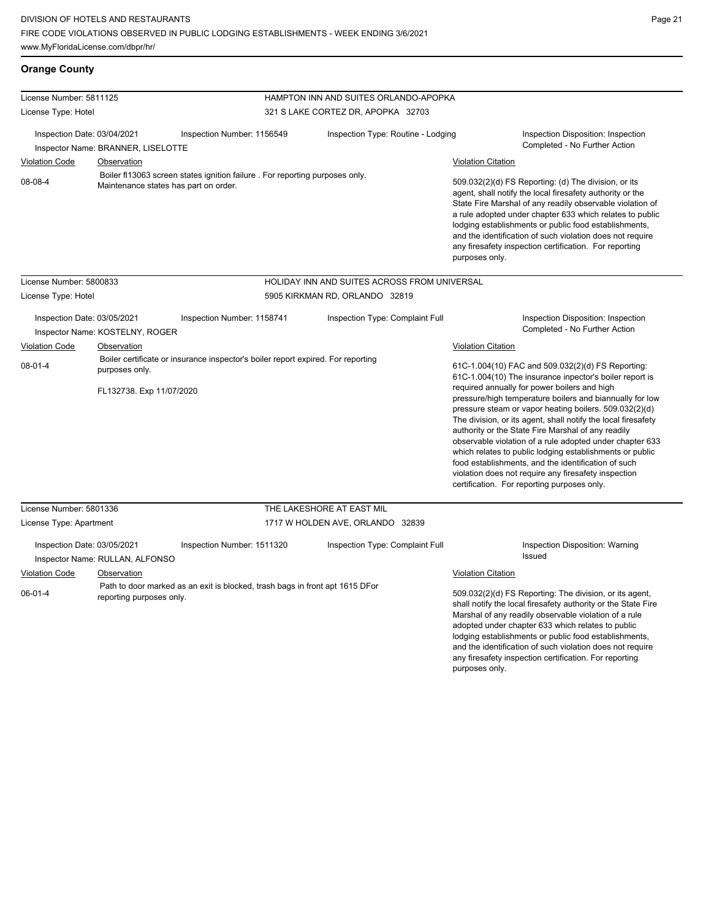## Orange County

**License Number:** 5811125
**License Type:** Hotel
**HAMPTON INN AND SUITES ORLANDO-APOPKA**
321 S LAKE CORTEZ DR, APOPKA 32703

Inspection Date: 03/04/2021
Inspection Number: 1156549
Inspection Type: Routine - Lodging
Inspection Disposition: Inspection Completed - No Further Action
Inspector Name: BRANNER, LISELOTTE

| Violation Code | Observation | Violation Citation |
| --- | --- | --- |
| 08-08-4 | Boiler fl13063 screen states ignition failure . For reporting purposes only. Maintenance states has part on order. | 509.032(2)(d) FS Reporting: (d) The division, or its agent, shall notify the local firesafety authority or the State Fire Marshal of any readily observable violation of a rule adopted under chapter 633 which relates to public lodging establishments or public food establishments, and the identification of such violation does not require any firesafety inspection certification. For reporting purposes only. |

**License Number:** 5800833
**License Type:** Hotel
**HOLIDAY INN AND SUITES ACROSS FROM UNIVERSAL**
5905 KIRKMAN RD, ORLANDO 32819

Inspection Date: 03/05/2021
Inspection Number: 1158741
Inspection Type: Complaint Full
Inspection Disposition: Inspection Completed - No Further Action
Inspector Name: KOSTELNY, ROGER

| Violation Code | Observation | Violation Citation |
| --- | --- | --- |
| 08-01-4 | Boiler certificate or insurance inspector's boiler report expired. For reporting purposes only.<br><br>FL132738. Exp 11/07/2020 | 61C-1.004(10) FAC and 509.032(2)(d) FS Reporting: 61C-1.004(10) The insurance inpector's boiler report is required annually for power boilers and high pressure/high temperature boilers and biannually for low pressure steam or vapor heating boilers. 509.032(2)(d) The division, or its agent, shall notify the local firesafety authority or the State Fire Marshal of any readily observable violation of a rule adopted under chapter 633 which relates to public lodging establishments or public food establishments, and the identification of such violation does not require any firesafety inspection certification. For reporting purposes only. |

**License Number:** 5801336
**License Type:** Apartment
**THE LAKESHORE AT EAST MIL**
1717 W HOLDEN AVE, ORLANDO 32839

Inspection Date: 03/05/2021
Inspection Number: 1511320
Inspection Type: Complaint Full
Inspection Disposition: Warning Issued
Inspector Name: RULLAN, ALFONSO

| Violation Code | Observation | Violation Citation |
| --- | --- | --- |
| 06-01-4 | Path to door marked as an exit is blocked, trash bags in front apt 1615 DFor reporting purposes only. | 509.032(2)(d) FS Reporting: The division, or its agent, shall notify the local firesafety authority or the State Fire Marshal of any readily observable violation of a rule adopted under chapter 633 which relates to public lodging establishments or public food establishments, and the identification of such violation does not require any firesafety inspection certification. For reporting purposes only. |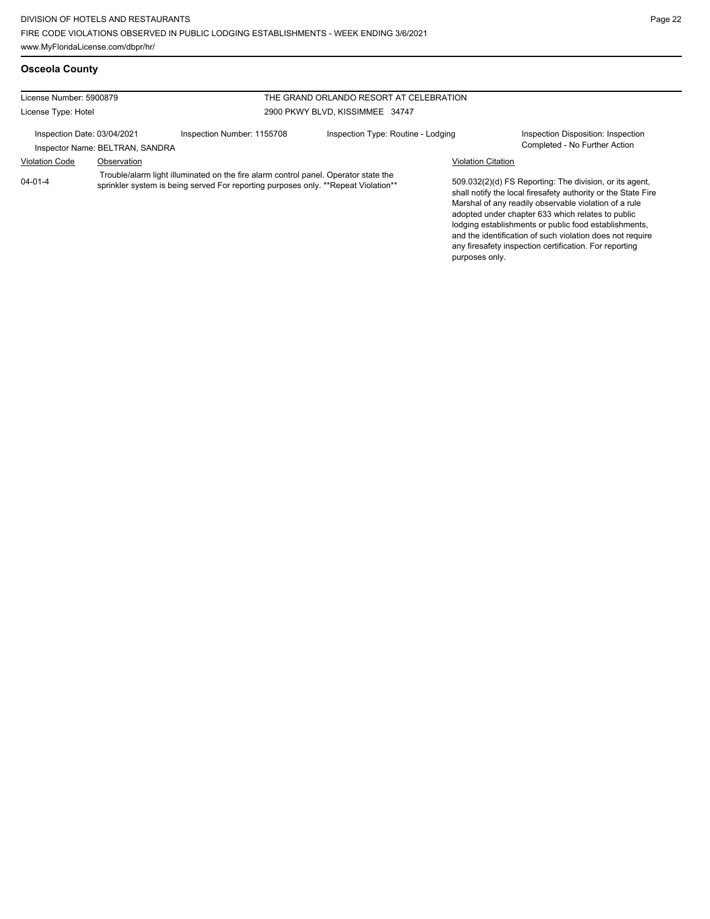## Osceola County

| License Number: 5900879 | THE GRAND ORLANDO RESORT AT CELEBRATION |
|---|---|
| License Type: Hotel | 2900 PKWY BLVD, KISSIMMEE 34747 |

Inspection Date: 03/04/2021 | Inspection Number: 1155708 | Inspection Type: Routine - Lodging | Inspection Disposition: Inspection Completed - No Further Action

Inspector Name: BELTRAN, SANDRA

| Violation Code | Observation | Violation Citation |
|---|---|---|
| 04-01-4 | Trouble/alarm light illuminated on the fire alarm control panel. Operator state the sprinkler system is being served For reporting purposes only. **Repeat Violation** | 509.032(2)(d) FS Reporting: The division, or its agent, shall notify the local firesafety authority or the State Fire Marshal of any readily observable violation of a rule adopted under chapter 633 which relates to public lodging establishments or public food establishments, and the identification of such violation does not require any firesafety inspection certification. For reporting purposes only. |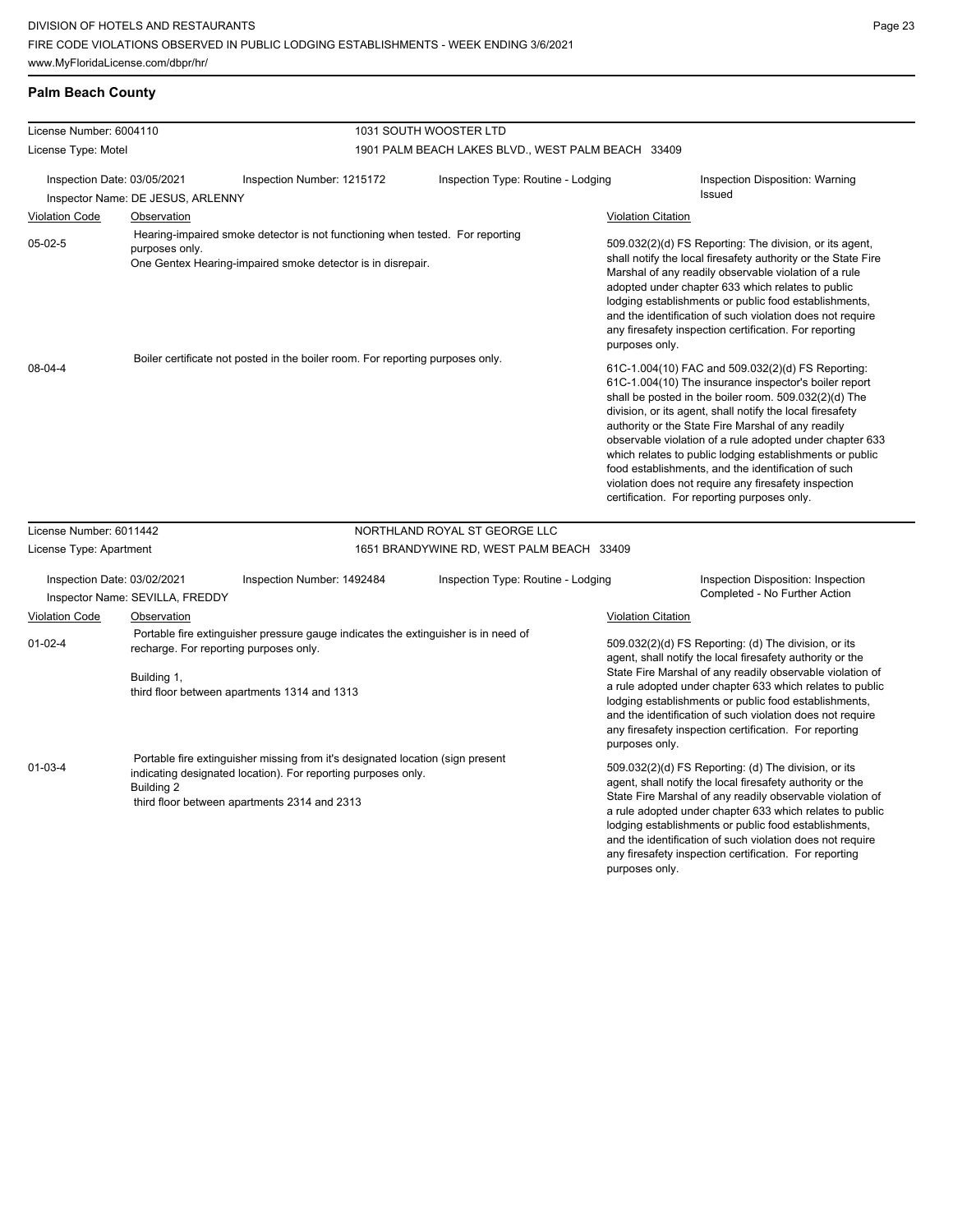DIVISION OF HOTELS AND RESTAURANTS
FIRE CODE VIOLATIONS OBSERVED IN PUBLIC LODGING ESTABLISHMENTS - WEEK ENDING 3/6/2021
www.MyFloridaLicense.com/dbpr/hr/

## Palm Beach County

**License Number:** 6004110
**License Type:** Motel
**1031 SOUTH WOOSTER LTD**
1901 PALM BEACH LAKES BLVD., WEST PALM BEACH 33409

**Inspection Date:** 03/05/2021
**Inspection Number:** 1215172
**Inspection Type:** Routine - Lodging
**Inspection Disposition:** Warning Issued
**Inspector Name:** DE JESUS, ARLENNY

| Violation Code | Observation | Violation Citation |
|---|---|---|
| 05-02-5 | Hearing-impaired smoke detector is not functioning when tested. For reporting purposes only. One Gentex Hearing-impaired smoke detector is in disrepair. | 509.032(2)(d) FS Reporting: The division, or its agent, shall notify the local firesafety authority or the State Fire Marshal of any readily observable violation of a rule adopted under chapter 633 which relates to public lodging establishments or public food establishments, and the identification of such violation does not require any firesafety inspection certification. For reporting purposes only. |
| 08-04-4 | Boiler certificate not posted in the boiler room. For reporting purposes only. | 61C-1.004(10) FAC and 509.032(2)(d) FS Reporting: 61C-1.004(10) The insurance inspector's boiler report shall be posted in the boiler room. 509.032(2)(d) The division, or its agent, shall notify the local firesafety authority or the State Fire Marshal of any readily observable violation of a rule adopted under chapter 633 which relates to public lodging establishments or public food establishments, and the identification of such violation does not require any firesafety inspection certification. For reporting purposes only. |

**License Number:** 6011442
**License Type:** Apartment
**NORTHLAND ROYAL ST GEORGE LLC**
1651 BRANDYWINE RD, WEST PALM BEACH 33409

**Inspection Date:** 03/02/2021
**Inspection Number:** 1492484
**Inspection Type:** Routine - Lodging
**Inspection Disposition:** Inspection Completed - No Further Action
**Inspector Name:** SEVILLA, FREDDY

| Violation Code | Observation | Violation Citation |
|---|---|---|
| 01-02-4 | Portable fire extinguisher pressure gauge indicates the extinguisher is in need of recharge. For reporting purposes only. Building 1, third floor between apartments 1314 and 1313 | 509.032(2)(d) FS Reporting: (d) The division, or its agent, shall notify the local firesafety authority or the State Fire Marshal of any readily observable violation of a rule adopted under chapter 633 which relates to public lodging establishments or public food establishments, and the identification of such violation does not require any firesafety inspection certification. For reporting purposes only. |
| 01-03-4 | Portable fire extinguisher missing from it's designated location (sign present indicating designated location). For reporting purposes only. Building 2 third floor between apartments 2314 and 2313 | 509.032(2)(d) FS Reporting: (d) The division, or its agent, shall notify the local firesafety authority or the State Fire Marshal of any readily observable violation of a rule adopted under chapter 633 which relates to public lodging establishments or public food establishments, and the identification of such violation does not require any firesafety inspection certification. For reporting purposes only. |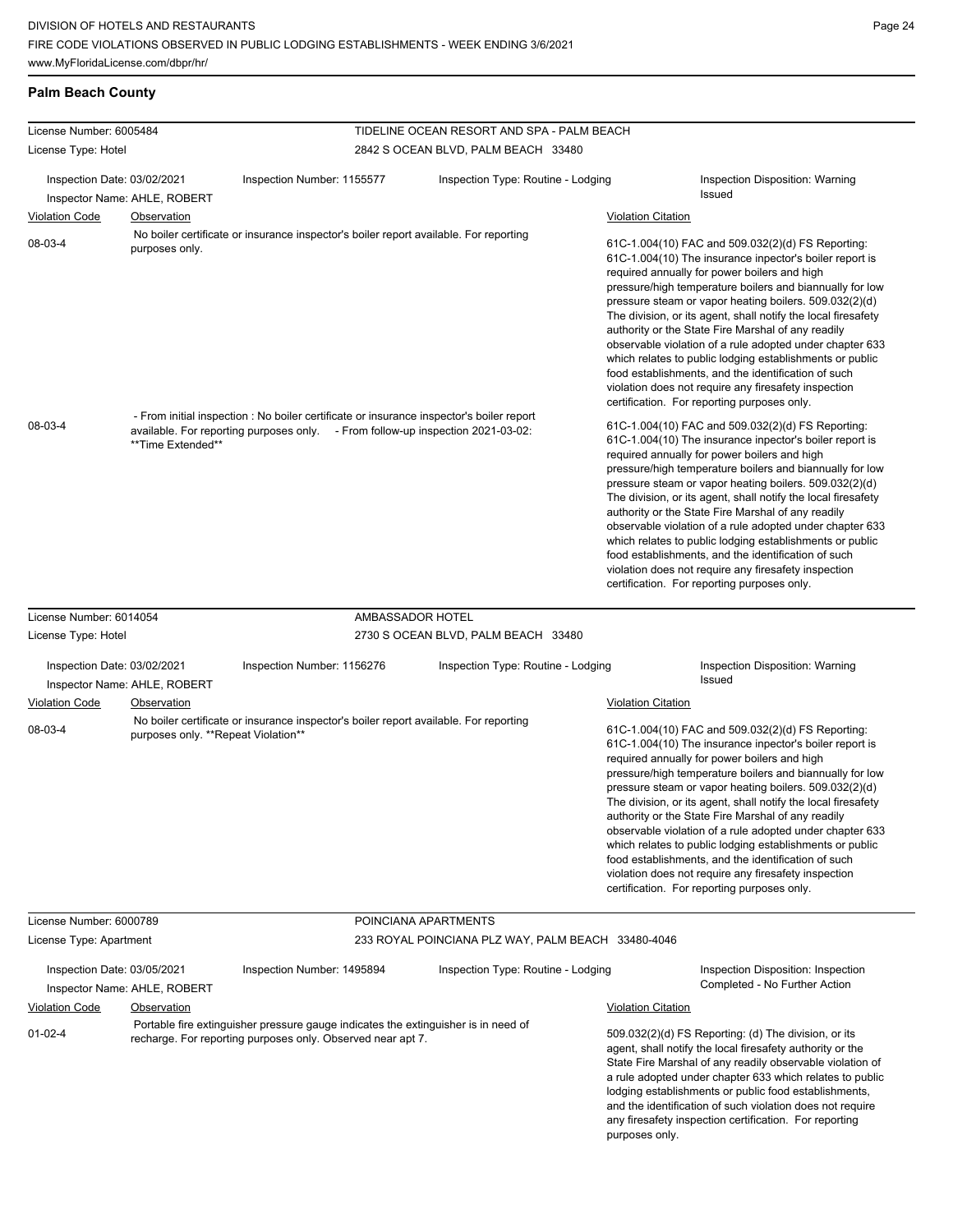## Palm Beach County

**License Number:** 6005484
**License Type:** Hotel
**TIDELINE OCEAN RESORT AND SPA - PALM BEACH**
2842 S OCEAN BLVD, PALM BEACH 33480

Inspection Date: 03/02/2021 | Inspection Number: 1155577 | Inspection Type: Routine - Lodging | Inspection Disposition: Warning Issued
Inspector Name: AHLE, ROBERT

| Violation Code | Observation | Violation Citation |
|---|---|---|
| 08-03-4 | No boiler certificate or insurance inspector's boiler report available. For reporting purposes only. | 61C-1.004(10) FAC and 509.032(2)(d) FS Reporting: 61C-1.004(10) The insurance inpector's boiler report is required annually for power boilers and high pressure/high temperature boilers and biannually for low pressure steam or vapor heating boilers. 509.032(2)(d) The division, or its agent, shall notify the local firesafety authority or the State Fire Marshal of any readily observable violation of a rule adopted under chapter 633 which relates to public lodging establishments or public food establishments, and the identification of such violation does not require any firesafety inspection certification. For reporting purposes only. |
| 08-03-4 | - From initial inspection : No boiler certificate or insurance inspector's boiler report available. For reporting purposes only. - From follow-up inspection 2021-03-02: **Time Extended** | 61C-1.004(10) FAC and 509.032(2)(d) FS Reporting: 61C-1.004(10) The insurance inpector's boiler report is required annually for power boilers and high pressure/high temperature boilers and biannually for low pressure steam or vapor heating boilers. 509.032(2)(d) The division, or its agent, shall notify the local firesafety authority or the State Fire Marshal of any readily observable violation of a rule adopted under chapter 633 which relates to public lodging establishments or public food establishments, and the identification of such violation does not require any firesafety inspection certification. For reporting purposes only. |

**License Number:** 6014054
**License Type:** Hotel
**AMBASSADOR HOTEL**
2730 S OCEAN BLVD, PALM BEACH 33480

Inspection Date: 03/02/2021 | Inspection Number: 1156276 | Inspection Type: Routine - Lodging | Inspection Disposition: Warning Issued
Inspector Name: AHLE, ROBERT

| Violation Code | Observation | Violation Citation |
|---|---|---|
| 08-03-4 | No boiler certificate or insurance inspector's boiler report available. For reporting purposes only. **Repeat Violation** | 61C-1.004(10) FAC and 509.032(2)(d) FS Reporting: 61C-1.004(10) The insurance inpector's boiler report is required annually for power boilers and high pressure/high temperature boilers and biannually for low pressure steam or vapor heating boilers. 509.032(2)(d) The division, or its agent, shall notify the local firesafety authority or the State Fire Marshal of any readily observable violation of a rule adopted under chapter 633 which relates to public lodging establishments or public food establishments, and the identification of such violation does not require any firesafety inspection certification. For reporting purposes only. |

**License Number:** 6000789
**License Type:** Apartment
**POINCIANA APARTMENTS**
233 ROYAL POINCIANA PLZ WAY, PALM BEACH 33480-4046

Inspection Date: 03/05/2021 | Inspection Number: 1495894 | Inspection Type: Routine - Lodging | Inspection Disposition: Inspection Completed - No Further Action
Inspector Name: AHLE, ROBERT

| Violation Code | Observation | Violation Citation |
|---|---|---|
| 01-02-4 | Portable fire extinguisher pressure gauge indicates the extinguisher is in need of recharge. For reporting purposes only. Observed near apt 7. | 509.032(2)(d) FS Reporting: (d) The division, or its agent, shall notify the local firesafety authority or the State Fire Marshal of any readily observable violation of a rule adopted under chapter 633 which relates to public lodging establishments or public food establishments, and the identification of such violation does not require any firesafety inspection certification. For reporting purposes only. |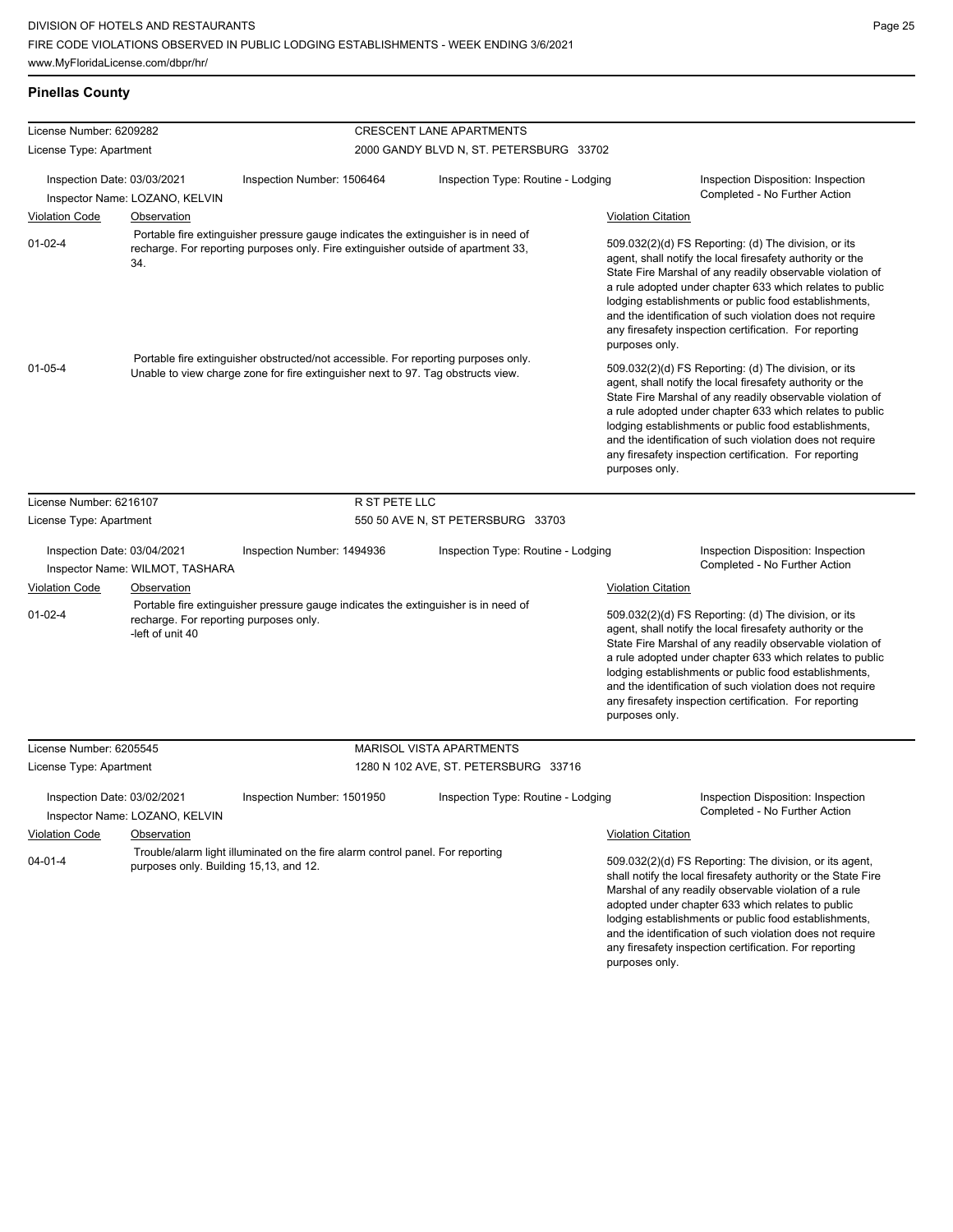## Pinellas County

**License Number:** 6209282 — **CRESCENT LANE APARTMENTS**
**License Type:** Apartment — 2000 GANDY BLVD N, ST. PETERSBURG 33702

Inspection Date: 03/03/2021 | Inspection Number: 1506464 | Inspection Type: Routine - Lodging | Inspection Disposition: Inspection Completed - No Further Action

Inspector Name: LOZANO, KELVIN

| Violation Code | Observation | Violation Citation |
|---|---|---|
| 01-02-4 | Portable fire extinguisher pressure gauge indicates the extinguisher is in need of recharge. For reporting purposes only. Fire extinguisher outside of apartment 33, 34. | 509.032(2)(d) FS Reporting: (d) The division, or its agent, shall notify the local firesafety authority or the State Fire Marshal of any readily observable violation of a rule adopted under chapter 633 which relates to public lodging establishments or public food establishments, and the identification of such violation does not require any firesafety inspection certification. For reporting purposes only. |
| 01-05-4 | Portable fire extinguisher obstructed/not accessible. For reporting purposes only. Unable to view charge zone for fire extinguisher next to 97. Tag obstructs view. | 509.032(2)(d) FS Reporting: (d) The division, or its agent, shall notify the local firesafety authority or the State Fire Marshal of any readily observable violation of a rule adopted under chapter 633 which relates to public lodging establishments or public food establishments, and the identification of such violation does not require any firesafety inspection certification. For reporting purposes only. |

**License Number:** 6216107 — **R ST PETE LLC**
**License Type:** Apartment — 550 50 AVE N, ST PETERSBURG 33703

Inspection Date: 03/04/2021 | Inspection Number: 1494936 | Inspection Type: Routine - Lodging | Inspection Disposition: Inspection Completed - No Further Action

Inspector Name: WILMOT, TASHARA

| Violation Code | Observation | Violation Citation |
|---|---|---|
| 01-02-4 | Portable fire extinguisher pressure gauge indicates the extinguisher is in need of recharge. For reporting purposes only. -left of unit 40 | 509.032(2)(d) FS Reporting: (d) The division, or its agent, shall notify the local firesafety authority or the State Fire Marshal of any readily observable violation of a rule adopted under chapter 633 which relates to public lodging establishments or public food establishments, and the identification of such violation does not require any firesafety inspection certification. For reporting purposes only. |

**License Number:** 6205545 — **MARISOL VISTA APARTMENTS**
**License Type:** Apartment — 1280 N 102 AVE, ST. PETERSBURG 33716

Inspection Date: 03/02/2021 | Inspection Number: 1501950 | Inspection Type: Routine - Lodging | Inspection Disposition: Inspection Completed - No Further Action

Inspector Name: LOZANO, KELVIN

| Violation Code | Observation | Violation Citation |
|---|---|---|
| 04-01-4 | Trouble/alarm light illuminated on the fire alarm control panel. For reporting purposes only. Building 15,13, and 12. | 509.032(2)(d) FS Reporting: The division, or its agent, shall notify the local firesafety authority or the State Fire Marshal of any readily observable violation of a rule adopted under chapter 633 which relates to public lodging establishments or public food establishments, and the identification of such violation does not require any firesafety inspection certification. For reporting purposes only. |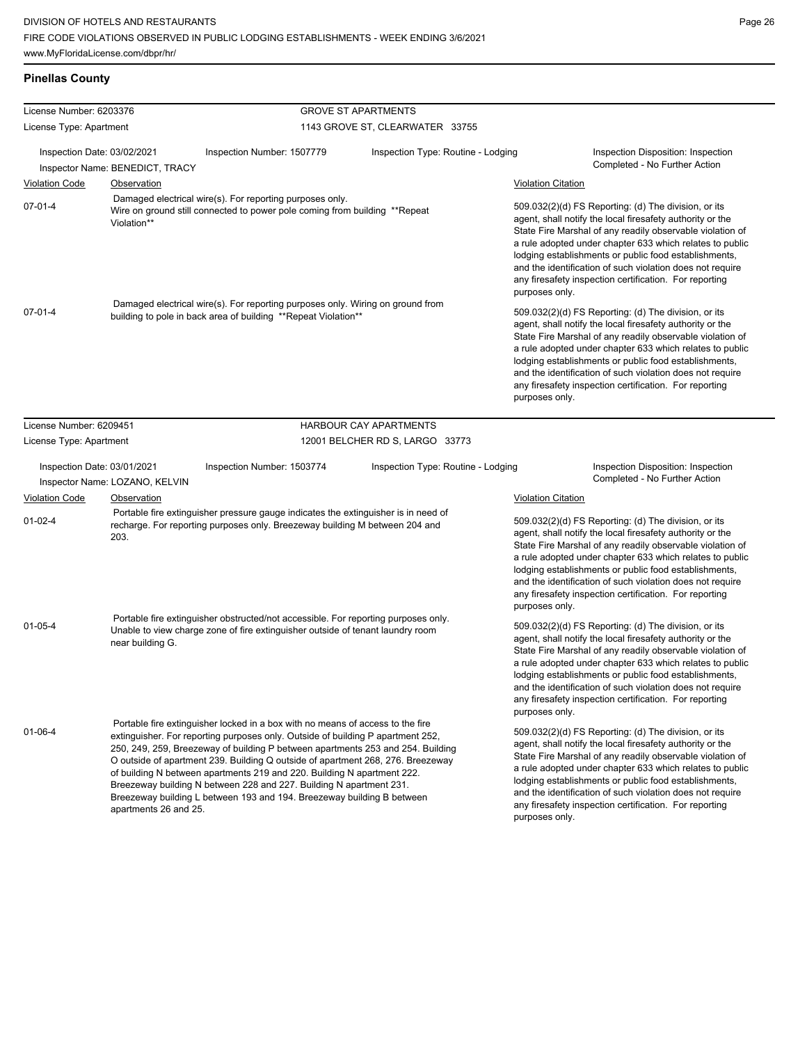## Pinellas County

| License Number: 6203376 | GROVE ST APARTMENTS |
|---|---|
| License Type: Apartment | 1143 GROVE ST, CLEARWATER 33755 |

Inspection Date: 03/02/2021 | Inspection Number: 1507779 | Inspection Type: Routine - Lodging | Inspection Disposition: Inspection Completed - No Further Action

Inspector Name: BENEDICT, TRACY

| Violation Code | Observation | Violation Citation |
|---|---|---|
| 07-01-4 | Damaged electrical wire(s). For reporting purposes only. Wire on ground still connected to power pole coming from building **Repeat Violation** | 509.032(2)(d) FS Reporting: (d) The division, or its agent, shall notify the local firesafety authority or the State Fire Marshal of any readily observable violation of a rule adopted under chapter 633 which relates to public lodging establishments or public food establishments, and the identification of such violation does not require any firesafety inspection certification. For reporting purposes only. |
| 07-01-4 | Damaged electrical wire(s). For reporting purposes only. Wiring on ground from building to pole in back area of building **Repeat Violation** | 509.032(2)(d) FS Reporting: (d) The division, or its agent, shall notify the local firesafety authority or the State Fire Marshal of any readily observable violation of a rule adopted under chapter 633 which relates to public lodging establishments or public food establishments, and the identification of such violation does not require any firesafety inspection certification. For reporting purposes only. |

| License Number: 6209451 | HARBOUR CAY APARTMENTS |
|---|---|
| License Type: Apartment | 12001 BELCHER RD S, LARGO 33773 |

Inspection Date: 03/01/2021 | Inspection Number: 1503774 | Inspection Type: Routine - Lodging | Inspection Disposition: Inspection Completed - No Further Action

Inspector Name: LOZANO, KELVIN

| Violation Code | Observation | Violation Citation |
|---|---|---|
| 01-02-4 | Portable fire extinguisher pressure gauge indicates the extinguisher is in need of recharge. For reporting purposes only. Breezeway building M between 204 and 203. | 509.032(2)(d) FS Reporting: (d) The division, or its agent, shall notify the local firesafety authority or the State Fire Marshal of any readily observable violation of a rule adopted under chapter 633 which relates to public lodging establishments or public food establishments, and the identification of such violation does not require any firesafety inspection certification. For reporting purposes only. |
| 01-05-4 | Portable fire extinguisher obstructed/not accessible. For reporting purposes only. Unable to view charge zone of fire extinguisher outside of tenant laundry room near building G. | 509.032(2)(d) FS Reporting: (d) The division, or its agent, shall notify the local firesafety authority or the State Fire Marshal of any readily observable violation of a rule adopted under chapter 633 which relates to public lodging establishments or public food establishments, and the identification of such violation does not require any firesafety inspection certification. For reporting purposes only. |
| 01-06-4 | Portable fire extinguisher locked in a box with no means of access to the fire extinguisher. For reporting purposes only. Outside of building P apartment 252, 250, 249, 259, Breezeway of building P between apartments 253 and 254. Building O outside of apartment 239. Building Q outside of apartment 268, 276. Breezeway of building N between apartments 219 and 220. Building N apartment 222. Breezeway building N between 228 and 227. Building N apartment 231. Breezeway building L between 193 and 194. Breezeway building B between apartments 26 and 25. | 509.032(2)(d) FS Reporting: (d) The division, or its agent, shall notify the local firesafety authority or the State Fire Marshal of any readily observable violation of a rule adopted under chapter 633 which relates to public lodging establishments or public food establishments, and the identification of such violation does not require any firesafety inspection certification. For reporting purposes only. |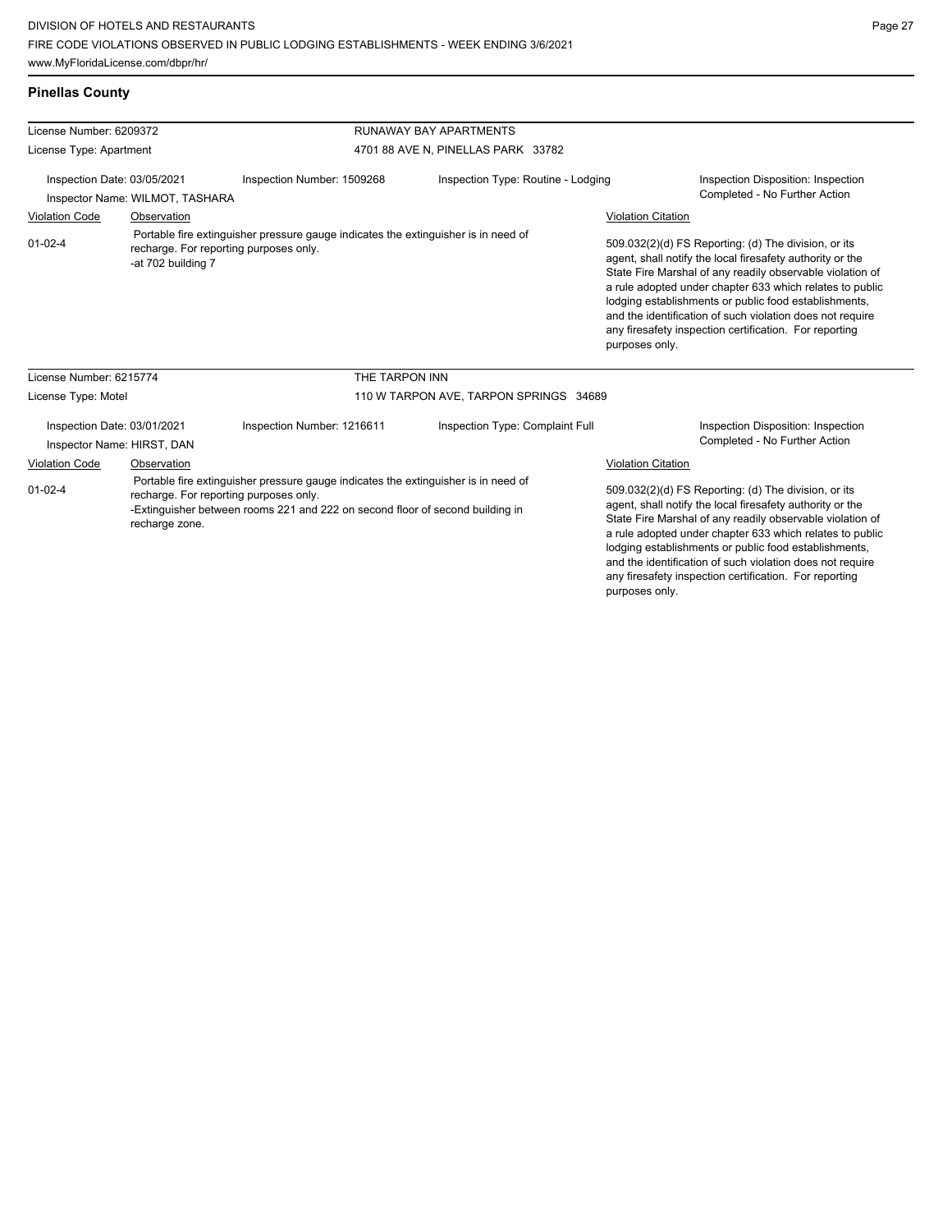## Pinellas County

| License Number: 6209372 | | RUNAWAY BAY APARTMENTS | |
|---|---|---|---|
| License Type: Apartment | | 4701 88 AVE N, PINELLAS PARK 33782 | |
| Inspection Date: 03/05/2021 | Inspection Number: 1509268 | Inspection Type: Routine - Lodging | Inspection Disposition: Inspection Completed - No Further Action |
| Inspector Name: WILMOT, TASHARA | | | |

| Violation Code | Observation | Violation Citation |
|---|---|---|
| 01-02-4 | Portable fire extinguisher pressure gauge indicates the extinguisher is in need of recharge. For reporting purposes only. -at 702 building 7 | 509.032(2)(d) FS Reporting: (d) The division, or its agent, shall notify the local firesafety authority or the State Fire Marshal of any readily observable violation of a rule adopted under chapter 633 which relates to public lodging establishments or public food establishments, and the identification of such violation does not require any firesafety inspection certification. For reporting purposes only. |

| License Number: 6215774 | | THE TARPON INN | |
|---|---|---|---|
| License Type: Motel | | 110 W TARPON AVE, TARPON SPRINGS 34689 | |
| Inspection Date: 03/01/2021 | Inspection Number: 1216611 | Inspection Type: Complaint Full | Inspection Disposition: Inspection Completed - No Further Action |
| Inspector Name: HIRST, DAN | | | |

| Violation Code | Observation | Violation Citation |
|---|---|---|
| 01-02-4 | Portable fire extinguisher pressure gauge indicates the extinguisher is in need of recharge. For reporting purposes only. -Extinguisher between rooms 221 and 222 on second floor of second building in recharge zone. | 509.032(2)(d) FS Reporting: (d) The division, or its agent, shall notify the local firesafety authority or the State Fire Marshal of any readily observable violation of a rule adopted under chapter 633 which relates to public lodging establishments or public food establishments, and the identification of such violation does not require any firesafety inspection certification. For reporting purposes only. |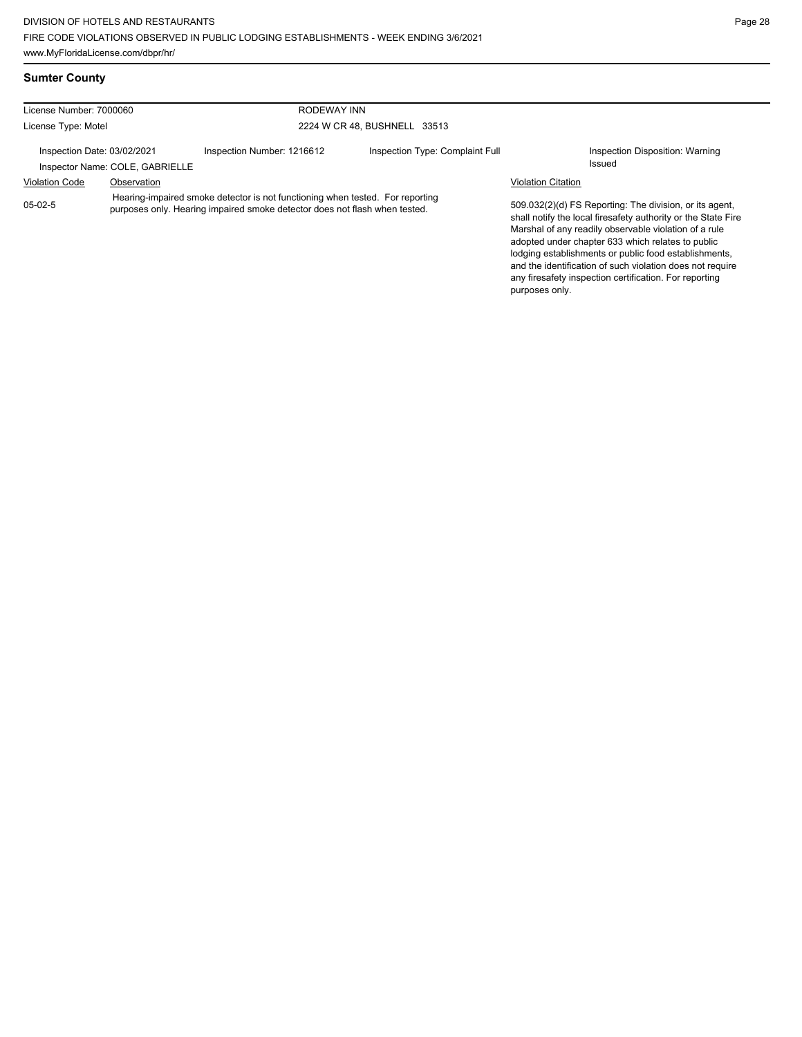## Sumter County

| License Number: 7000060 | | RODEWAY INN | | |
|---|---|---|---|---|
| License Type: Motel | | 2224 W CR 48, BUSHNELL 33513 | | |
| Inspection Date: 03/02/2021 | Inspection Number: 1216612 | Inspection Type: Complaint Full | | Inspection Disposition: Warning Issued |
| Inspector Name: COLE, GABRIELLE | | | | |

| Violation Code | Observation | Violation Citation |
|---|---|---|
| 05-02-5 | Hearing-impaired smoke detector is not functioning when tested. For reporting purposes only. Hearing impaired smoke detector does not flash when tested. | 509.032(2)(d) FS Reporting: The division, or its agent, shall notify the local firesafety authority or the State Fire Marshal of any readily observable violation of a rule adopted under chapter 633 which relates to public lodging establishments or public food establishments, and the identification of such violation does not require any firesafety inspection certification. For reporting purposes only. |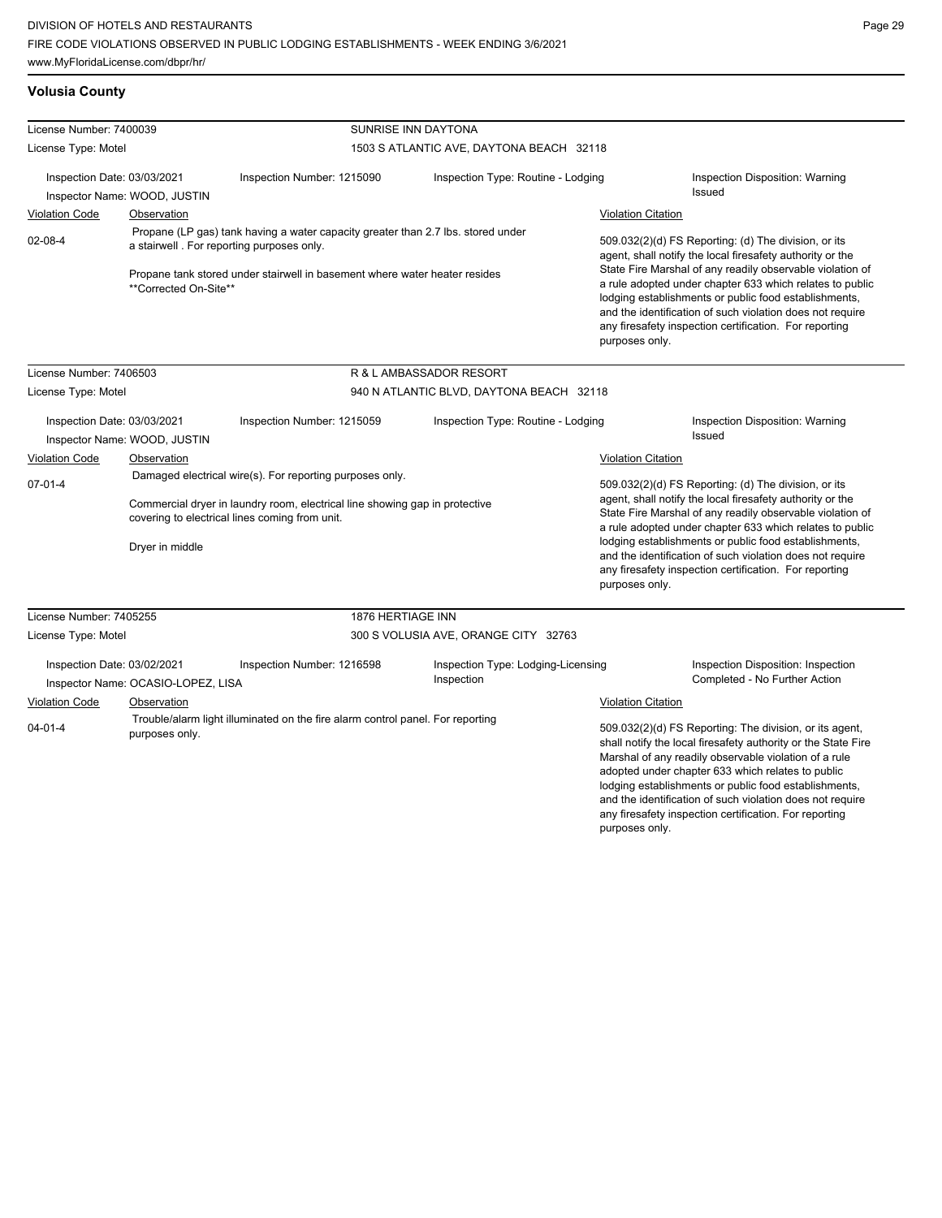## Volusia County

**License Number:** 7400039 — **SUNRISE INN DAYTONA**
**License Type:** Motel — 1503 S ATLANTIC AVE, DAYTONA BEACH 32118

Inspection Date: 03/03/2021 | Inspection Number: 1215090 | Inspection Type: Routine - Lodging | Inspection Disposition: Warning Issued
Inspector Name: WOOD, JUSTIN

| Violation Code | Observation | Violation Citation |
| --- | --- | --- |
| 02-08-4 | Propane (LP gas) tank having a water capacity greater than 2.7 lbs. stored under a stairwell . For reporting purposes only.<br><br>Propane tank stored under stairwell in basement where water heater resides **Corrected On-Site** | 509.032(2)(d) FS Reporting: (d) The division, or its agent, shall notify the local firesafety authority or the State Fire Marshal of any readily observable violation of a rule adopted under chapter 633 which relates to public lodging establishments or public food establishments, and the identification of such violation does not require any firesafety inspection certification. For reporting purposes only. |

**License Number:** 7406503 — **R & L AMBASSADOR RESORT**
**License Type:** Motel — 940 N ATLANTIC BLVD, DAYTONA BEACH 32118

Inspection Date: 03/03/2021 | Inspection Number: 1215059 | Inspection Type: Routine - Lodging | Inspection Disposition: Warning Issued
Inspector Name: WOOD, JUSTIN

| Violation Code | Observation | Violation Citation |
| --- | --- | --- |
| 07-01-4 | Damaged electrical wire(s). For reporting purposes only.<br><br>Commercial dryer in laundry room, electrical line showing gap in protective covering to electrical lines coming from unit.<br><br>Dryer in middle | 509.032(2)(d) FS Reporting: (d) The division, or its agent, shall notify the local firesafety authority or the State Fire Marshal of any readily observable violation of a rule adopted under chapter 633 which relates to public lodging establishments or public food establishments, and the identification of such violation does not require any firesafety inspection certification. For reporting purposes only. |

**License Number:** 7405255 — **1876 HERTIAGE INN**
**License Type:** Motel — 300 S VOLUSIA AVE, ORANGE CITY 32763

Inspection Date: 03/02/2021 | Inspection Number: 1216598 | Inspection Type: Lodging-Licensing Inspection | Inspection Disposition: Inspection Completed - No Further Action
Inspector Name: OCASIO-LOPEZ, LISA

| Violation Code | Observation | Violation Citation |
| --- | --- | --- |
| 04-01-4 | Trouble/alarm light illuminated on the fire alarm control panel. For reporting purposes only. | 509.032(2)(d) FS Reporting: The division, or its agent, shall notify the local firesafety authority or the State Fire Marshal of any readily observable violation of a rule adopted under chapter 633 which relates to public lodging establishments or public food establishments, and the identification of such violation does not require any firesafety inspection certification. For reporting purposes only. |